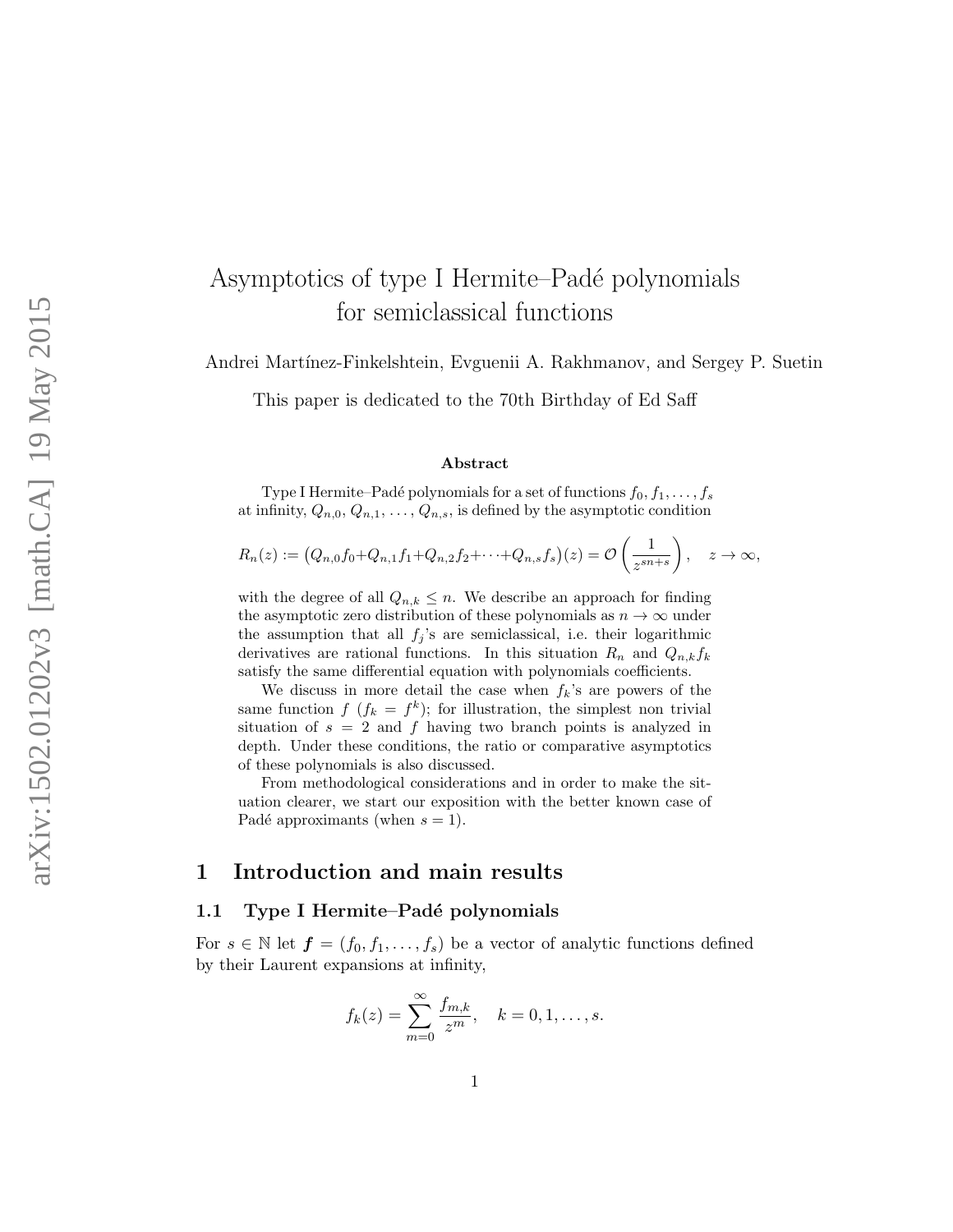# Asymptotics of type I Hermite–Padé polynomials for semiclassical functions

Andrei Martínez-Finkelshtein, Evguenii A. Rakhmanov, and Sergey P. Suetin

This paper is dedicated to the 70th Birthday of Ed Saff

### Abstract

Type I Hermite–Padé polynomials for a set of functions $f_0, f_1, \dots, f_s$ at infinity, $Q_{n,0}, Q_{n,1}, \dots, Q_{n,s}$, is defined by the asymptotic condition

$$R_n(z) := \big(Q_{n,0}f_0 + Q_{n,1}f_1 + Q_{n,2}f_2 + \cdots + Q_{n,s}f_s\big)(z) = \mathcal{O}\left(\frac{1}{z^{sn+s}}\right), \quad z \to \infty,$$

with the degree of all $Q_{n,k} \le n$. We describe an approach for finding the asymptotic zero distribution of these polynomials as $n \to \infty$ under the assumption that all $f_j$'s are semiclassical, i.e. their logarithmic derivatives are rational functions. In this situation $R_n$ and $Q_{n,k}f_k$ satisfy the same differential equation with polynomials coefficients.

We discuss in more detail the case when $f_k$'s are powers of the same function $f$ ($f_k = f^k$); for illustration, the simplest non trivial situation of $s = 2$ and $f$ having two branch points is analyzed in depth. Under these conditions, the ratio or comparative asymptotics of these polynomials is also discussed.

From methodological considerations and in order to make the situation clearer, we start our exposition with the better known case of Padé approximants (when $s = 1$).

## 1 Introduction and main results

### 1.1 Type I Hermite–Padé polynomials

For $s \in \mathbb{N}$ let $\boldsymbol{f} = (f_0, f_1, \dots, f_s)$ be a vector of analytic functions defined by their Laurent expansions at infinity,

$$f_k(z) = \sum_{m=0}^{\infty} \frac{f_{m,k}}{z^m}, \quad k = 0, 1, \dots, s.$$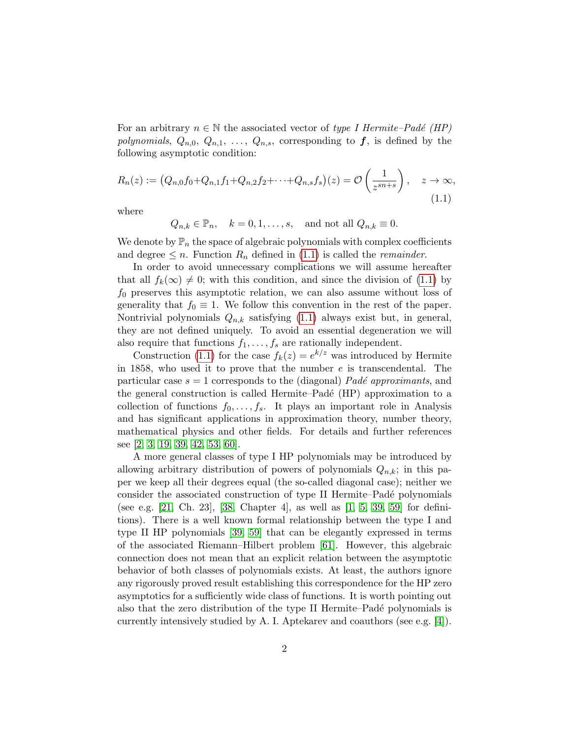For an arbitrary $n \in \mathbb{N}$ the associated vector of *type I Hermite–Padé (HP) polynomials*, $Q_{n,0}$, $Q_{n,1}$, $\dots$, $Q_{n,s}$, corresponding to $\boldsymbol{f}$, is defined by the following asymptotic condition:

$$R_n(z) := \big(Q_{n,0}f_0 + Q_{n,1}f_1 + Q_{n,2}f_2 + \dots + Q_{n,s}f_s\big)(z) = \mathcal{O}\left(\frac{1}{z^{sn+s}}\right), \quad z \to \infty, \tag{1.1}$$

where

$$Q_{n,k} \in \mathbb{P}_n, \quad k = 0, 1, \dots, s, \quad \text{and not all } Q_{n,k} \equiv 0.$$

We denote by $\mathbb{P}_n$ the space of algebraic polynomials with complex coefficients and degree $\leq n$. Function $R_n$ defined in (1.1) is called the *remainder*.

In order to avoid unnecessary complications we will assume hereafter that all $f_k(\infty) \neq 0$; with this condition, and since the division of (1.1) by $f_0$ preserves this asymptotic relation, we can also assume without loss of generality that $f_0 \equiv 1$. We follow this convention in the rest of the paper. Nontrivial polynomials $Q_{n,k}$ satisfying (1.1) always exist but, in general, they are not defined uniquely. To avoid an essential degeneration we will also require that functions $f_1, \dots, f_s$ are rationally independent.

Construction (1.1) for the case $f_k(z) = e^{k/z}$ was introduced by Hermite in 1858, who used it to prove that the number $e$ is transcendental. The particular case $s = 1$ corresponds to the (diagonal) *Padé approximants*, and the general construction is called Hermite–Padé (HP) approximation to a collection of functions $f_0, \dots, f_s$. It plays an important role in Analysis and has significant applications in approximation theory, number theory, mathematical physics and other fields. For details and further references see [2, 3, 19, 39, 42, 53, 60].

A more general classes of type I HP polynomials may be introduced by allowing arbitrary distribution of powers of polynomials $Q_{n,k}$; in this paper we keep all their degrees equal (the so-called diagonal case); neither we consider the associated construction of type II Hermite–Padé polynomials (see e.g. [21, Ch. 23], [38, Chapter 4], as well as [1, 5, 39, 59] for definitions). There is a well known formal relationship between the type I and type II HP polynomials [39, 59] that can be elegantly expressed in terms of the associated Riemann–Hilbert problem [61]. However, this algebraic connection does not mean that an explicit relation between the asymptotic behavior of both classes of polynomials exists. At least, the authors ignore any rigorously proved result establishing this correspondence for the HP zero asymptotics for a sufficiently wide class of functions. It is worth pointing out also that the zero distribution of the type II Hermite–Padé polynomials is currently intensively studied by A. I. Aptekarev and coauthors (see e.g. [4]).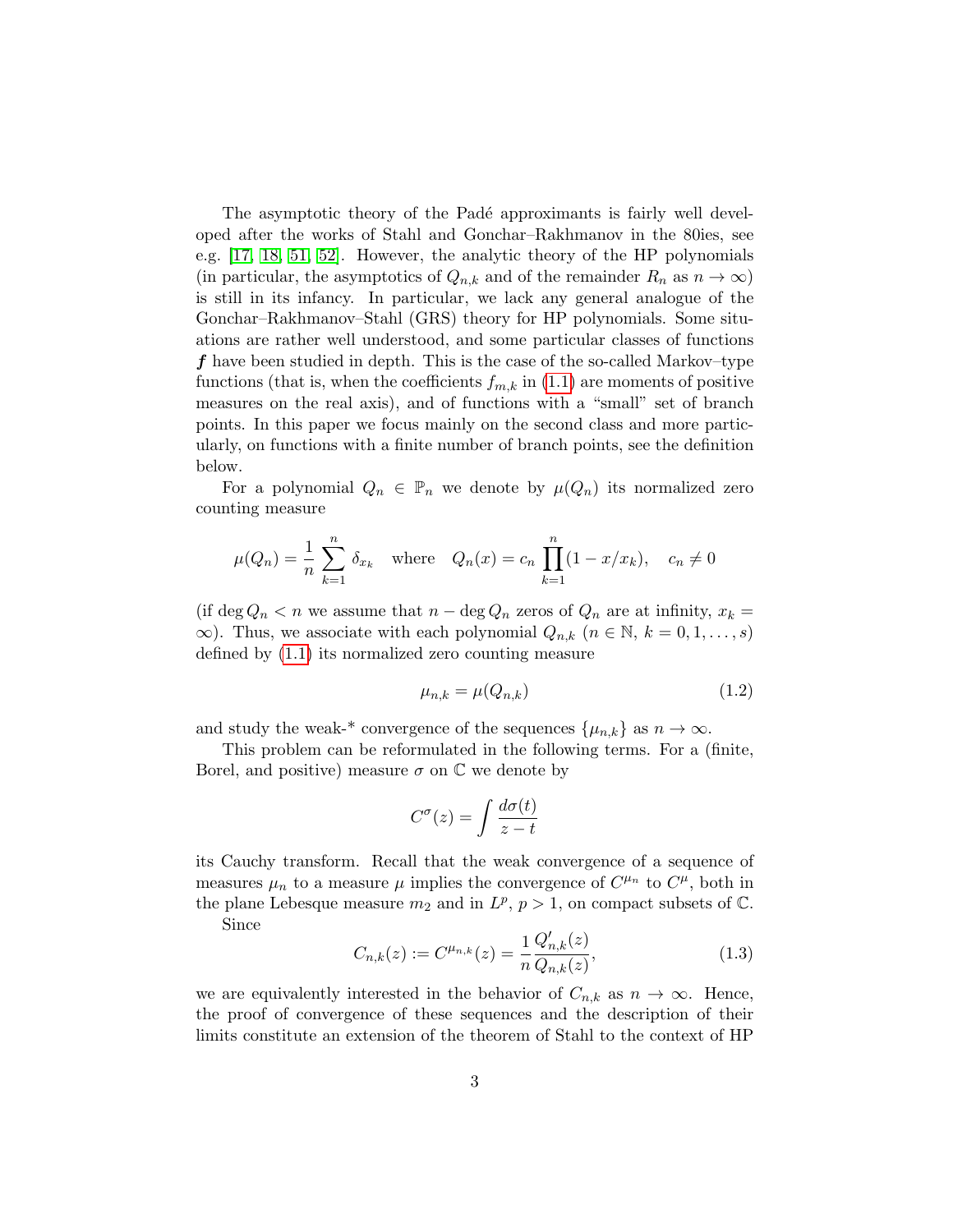The asymptotic theory of the Padé approximants is fairly well developed after the works of Stahl and Gonchar–Rakhmanov in the 80ies, see e.g. [17, 18, 51, 52]. However, the analytic theory of the HP polynomials (in particular, the asymptotics of $Q_{n,k}$ and of the remainder $R_n$ as $n \to \infty$) is still in its infancy. In particular, we lack any general analogue of the Gonchar–Rakhmanov–Stahl (GRS) theory for HP polynomials. Some situations are rather well understood, and some particular classes of functions $\boldsymbol{f}$ have been studied in depth. This is the case of the so-called Markov–type functions (that is, when the coefficients $f_{m,k}$ in (1.1) are moments of positive measures on the real axis), and of functions with a "small" set of branch points. In this paper we focus mainly on the second class and more particularly, on functions with a finite number of branch points, see the definition below.

For a polynomial $Q_n \in \mathbb{P}_n$ we denote by $\mu(Q_n)$ its normalized zero counting measure

$$\mu(Q_n) = \frac{1}{n} \sum_{k=1}^{n} \delta_{x_k} \quad \text{where} \quad Q_n(x) = c_n \prod_{k=1}^{n} (1 - x/x_k), \quad c_n \neq 0$$

(if $\deg Q_n < n$ we assume that $n - \deg Q_n$ zeros of $Q_n$ are at infinity, $x_k = \infty$). Thus, we associate with each polynomial $Q_{n,k}$ ($n \in \mathbb{N}$, $k = 0, 1, \dots, s$) defined by (1.1) its normalized zero counting measure

$$\mu_{n,k} = \mu(Q_{n,k}) \tag{1.2}$$

and study the weak-* convergence of the sequences $\{\mu_{n,k}\}$ as $n \to \infty$.

This problem can be reformulated in the following terms. For a (finite, Borel, and positive) measure $\sigma$ on $\mathbb{C}$ we denote by

$$C^{\sigma}(z) = \int \frac{d\sigma(t)}{z - t}$$

its Cauchy transform. Recall that the weak convergence of a sequence of measures $\mu_n$ to a measure $\mu$ implies the convergence of $C^{\mu_n}$ to $C^{\mu}$, both in the plane Lebesque measure $m_2$ and in $L^p$, $p > 1$, on compact subsets of $\mathbb{C}$.

Since

$$C_{n,k}(z) := C^{\mu_{n,k}}(z) = \frac{1}{n} \frac{Q_{n,k}'(z)}{Q_{n,k}(z)}, \tag{1.3}$$

we are equivalently interested in the behavior of $C_{n,k}$ as $n \to \infty$. Hence, the proof of convergence of these sequences and the description of their limits constitute an extension of the theorem of Stahl to the context of HP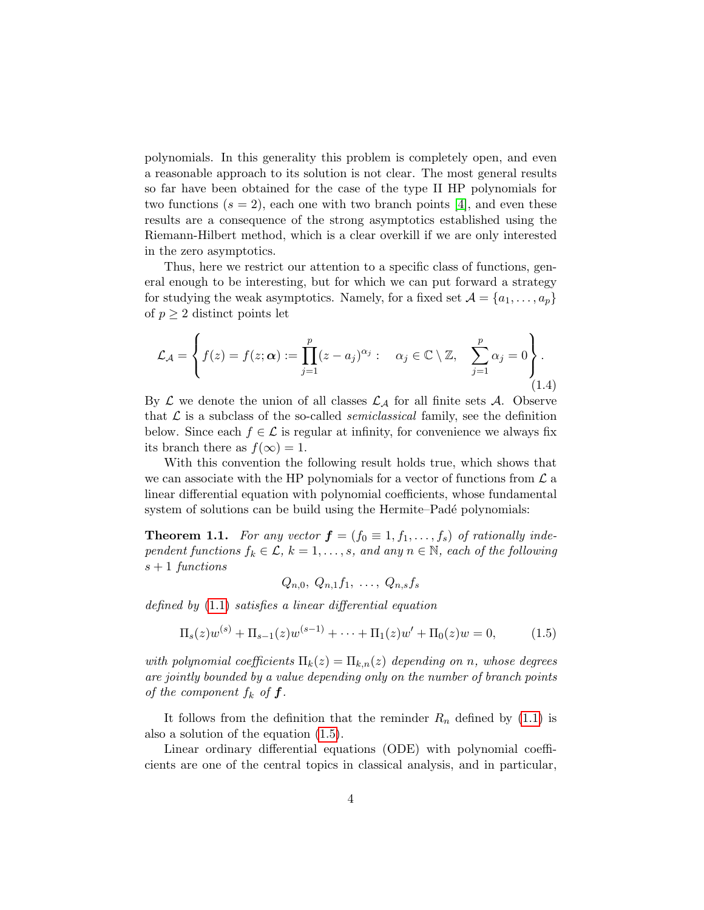polynomials. In this generality this problem is completely open, and even a reasonable approach to its solution is not clear. The most general results so far have been obtained for the case of the type II HP polynomials for two functions ($s = 2$), each one with two branch points [4], and even these results are a consequence of the strong asymptotics established using the Riemann-Hilbert method, which is a clear overkill if we are only interested in the zero asymptotics.

Thus, here we restrict our attention to a specific class of functions, general enough to be interesting, but for which we can put forward a strategy for studying the weak asymptotics. Namely, for a fixed set $\mathcal{A} = \{a_1, \dots, a_p\}$ of $p \geq 2$ distinct points let

$$\mathcal{L}_{\mathcal{A}} = \left\{ f(z) = f(z; \boldsymbol{\alpha}) := \prod_{j=1}^{p} (z - a_j)^{\alpha_j} : \quad \alpha_j \in \mathbb{C} \setminus \mathbb{Z}, \quad \sum_{j=1}^{p} \alpha_j = 0 \right\}. \tag{1.4}$$

By $\mathcal{L}$ we denote the union of all classes $\mathcal{L}_{\mathcal{A}}$ for all finite sets $\mathcal{A}$. Observe that $\mathcal{L}$ is a subclass of the so-called *semiclassical* family, see the definition below. Since each $f \in \mathcal{L}$ is regular at infinity, for convenience we always fix its branch there as $f(\infty) = 1$.

With this convention the following result holds true, which shows that we can associate with the HP polynomials for a vector of functions from $\mathcal{L}$ a linear differential equation with polynomial coefficients, whose fundamental system of solutions can be build using the Hermite–Padé polynomials:

**Theorem 1.1.** *For any vector $\boldsymbol{f} = (f_0 \equiv 1, f_1, \dots, f_s)$ of rationally independent functions $f_k \in \mathcal{L}$, $k = 1, \dots, s$, and any $n \in \mathbb{N}$, each of the following $s + 1$ functions*

$$Q_{n,0},\ Q_{n,1} f_1,\ \dots,\ Q_{n,s} f_s$$

*defined by (1.1) satisfies a linear differential equation*

$$\Pi_s(z) w^{(s)} + \Pi_{s-1}(z) w^{(s-1)} + \dots + \Pi_1(z) w' + \Pi_0(z) w = 0, \tag{1.5}$$

*with polynomial coefficients $\Pi_k(z) = \Pi_{k,n}(z)$ depending on $n$, whose degrees are jointly bounded by a value depending only on the number of branch points of the component $f_k$ of $\boldsymbol{f}$.*

It follows from the definition that the reminder $R_n$ defined by (1.1) is also a solution of the equation (1.5).

Linear ordinary differential equations (ODE) with polynomial coefficients are one of the central topics in classical analysis, and in particular,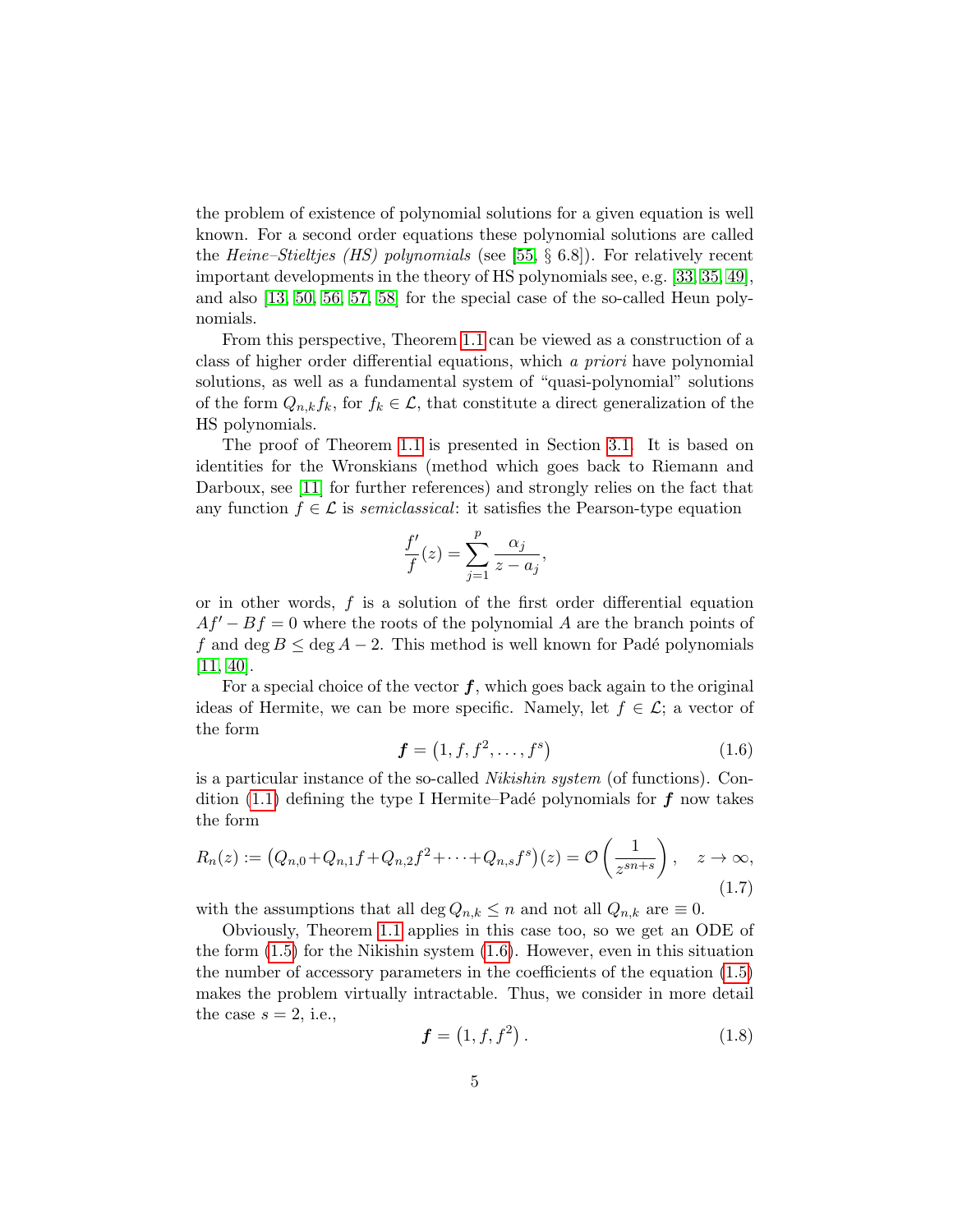the problem of existence of polynomial solutions for a given equation is well known. For a second order equations these polynomial solutions are called the *Heine–Stieltjes (HS) polynomials* (see [55, § 6.8]). For relatively recent important developments in the theory of HS polynomials see, e.g. [33, 35, 49], and also [13, 50, 56, 57, 58] for the special case of the so-called Heun polynomials.

From this perspective, Theorem 1.1 can be viewed as a construction of a class of higher order differential equations, which *a priori* have polynomial solutions, as well as a fundamental system of "quasi-polynomial" solutions of the form $Q_{n,k} f_k$, for $f_k \in \mathcal{L}$, that constitute a direct generalization of the HS polynomials.

The proof of Theorem 1.1 is presented in Section 3.1. It is based on identities for the Wronskians (method which goes back to Riemann and Darboux, see [11] for further references) and strongly relies on the fact that any function $f \in \mathcal{L}$ is *semiclassical*: it satisfies the Pearson-type equation

$$\frac{f'}{f}(z) = \sum_{j=1}^{p} \frac{\alpha_j}{z - a_j},$$

or in other words, $f$ is a solution of the first order differential equation $Af' - Bf = 0$ where the roots of the polynomial $A$ are the branch points of $f$ and $\deg B \le \deg A - 2$. This method is well known for Padé polynomials [11, 40].

For a special choice of the vector $\boldsymbol{f}$, which goes back again to the original ideas of Hermite, we can be more specific. Namely, let $f \in \mathcal{L}$; a vector of the form

$$\boldsymbol{f} = \left(1, f, f^2, \dots, f^s\right) \tag{1.6}$$

is a particular instance of the so-called *Nikishin system* (of functions). Condition (1.1) defining the type I Hermite–Padé polynomials for $\boldsymbol{f}$ now takes the form

$$R_n(z) := \left(Q_{n,0} + Q_{n,1} f + Q_{n,2} f^2 + \dots + Q_{n,s} f^s\right)(z) = \mathcal{O}\left(\frac{1}{z^{sn+s}}\right), \quad z \to \infty, \tag{1.7}$$

with the assumptions that all $\deg Q_{n,k} \le n$ and not all $Q_{n,k}$ are $\equiv 0$.

Obviously, Theorem 1.1 applies in this case too, so we get an ODE of the form (1.5) for the Nikishin system (1.6). However, even in this situation the number of accessory parameters in the coefficients of the equation (1.5) makes the problem virtually intractable. Thus, we consider in more detail the case $s = 2$, i.e.,

$$\boldsymbol{f} = \left(1, f, f^2\right). \tag{1.8}$$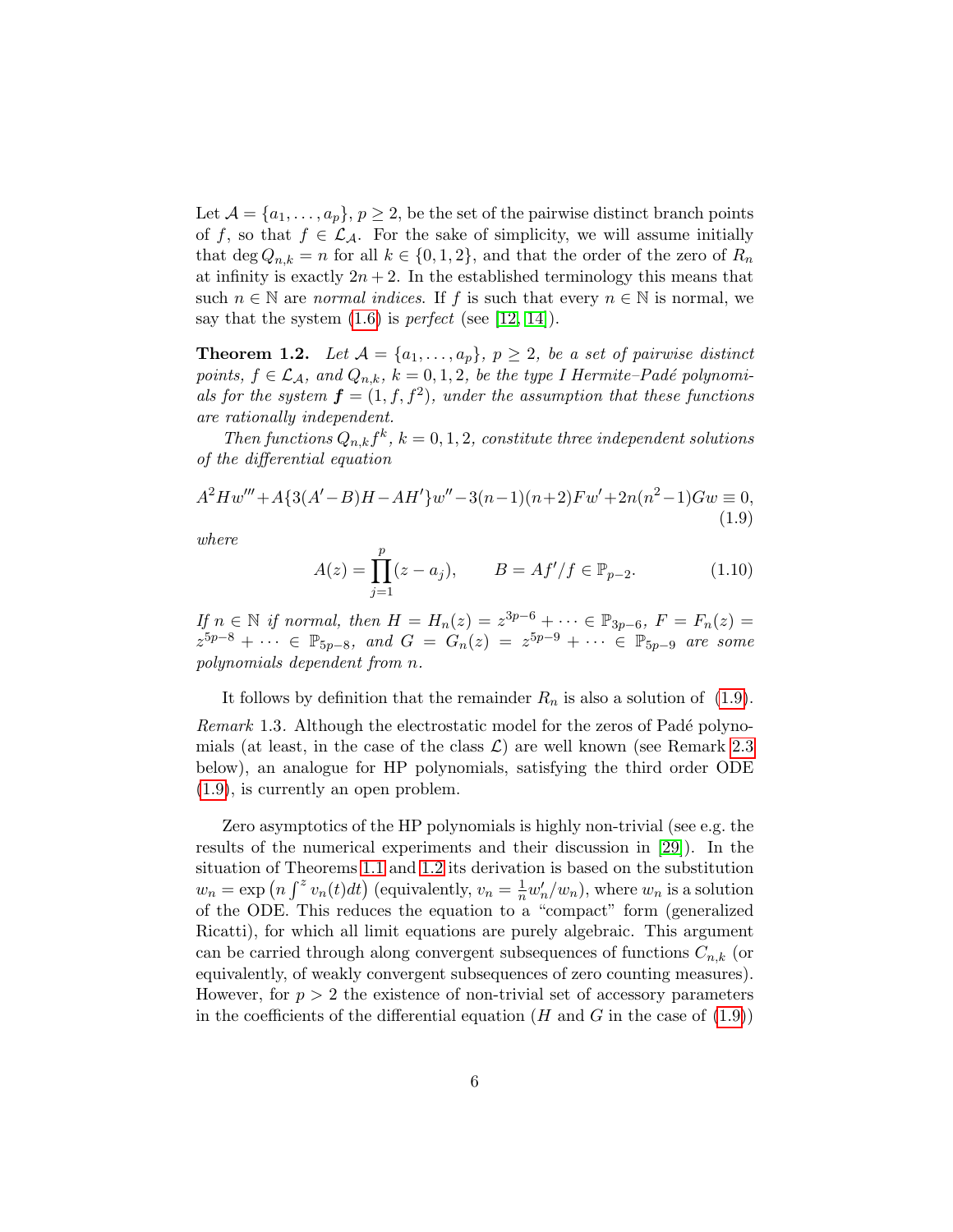Let $\mathcal{A} = \{a_1, \dots, a_p\}$, $p \ge 2$, be the set of the pairwise distinct branch points of $f$, so that $f \in \mathcal{L}_{\mathcal{A}}$. For the sake of simplicity, we will assume initially that $\deg Q_{n,k} = n$ for all $k \in \{0, 1, 2\}$, and that the order of the zero of $R_n$ at infinity is exactly $2n + 2$. In the established terminology this means that such $n \in \mathbb{N}$ are *normal indices*. If $f$ is such that every $n \in \mathbb{N}$ is normal, we say that the system (1.6) is *perfect* (see [12, 14]).

**Theorem 1.2.** *Let $\mathcal{A} = \{a_1, \dots, a_p\}$, $p \ge 2$, be a set of pairwise distinct points, $f \in \mathcal{L}_{\mathcal{A}}$, and $Q_{n,k}$, $k = 0, 1, 2$, be the type I Hermite–Padé polynomials for the system $\boldsymbol{f} = (1, f, f^2)$, under the assumption that these functions are rationally independent.*

*Then functions $Q_{n,k} f^k$, $k = 0, 1, 2$, constitute three independent solutions of the differential equation*

$$A^2 H w''' + A\{3(A' - B)H - AH'\}w'' - 3(n-1)(n+2)Fw' + 2n(n^2-1)Gw \equiv 0, \tag{1.9}$$

*where*

$$A(z) = \prod_{j=1}^{p}(z - a_j), \qquad B = Af'/f \in \mathbb{P}_{p-2}. \tag{1.10}$$

*If $n \in \mathbb{N}$ if normal, then $H = H_n(z) = z^{3p-6} + \dots \in \mathbb{P}_{3p-6}$, $F = F_n(z) = z^{5p-8} + \dots \in \mathbb{P}_{5p-8}$, and $G = G_n(z) = z^{5p-9} + \dots \in \mathbb{P}_{5p-9}$ are some polynomials dependent from $n$.*

It follows by definition that the remainder $R_n$ is also a solution of (1.9).

*Remark* 1.3. Although the electrostatic model for the zeros of Padé polynomials (at least, in the case of the class $\mathcal{L}$) are well known (see Remark 2.3 below), an analogue for HP polynomials, satisfying the third order ODE (1.9), is currently an open problem.

Zero asymptotics of the HP polynomials is highly non-trivial (see e.g. the results of the numerical experiments and their discussion in [29]). In the situation of Theorems 1.1 and 1.2 its derivation is based on the substitution $w_n = \exp\left(n \int^z v_n(t)dt\right)$ (equivalently, $v_n = \frac{1}{n} w_n'/w_n$), where $w_n$ is a solution of the ODE. This reduces the equation to a "compact" form (generalized Riccati), for which all limit equations are purely algebraic. This argument can be carried through along convergent subsequences of functions $C_{n,k}$ (or equivalently, of weakly convergent subsequences of zero counting measures). However, for $p > 2$ the existence of non-trivial set of accessory parameters in the coefficients of the differential equation ($H$ and $G$ in the case of (1.9))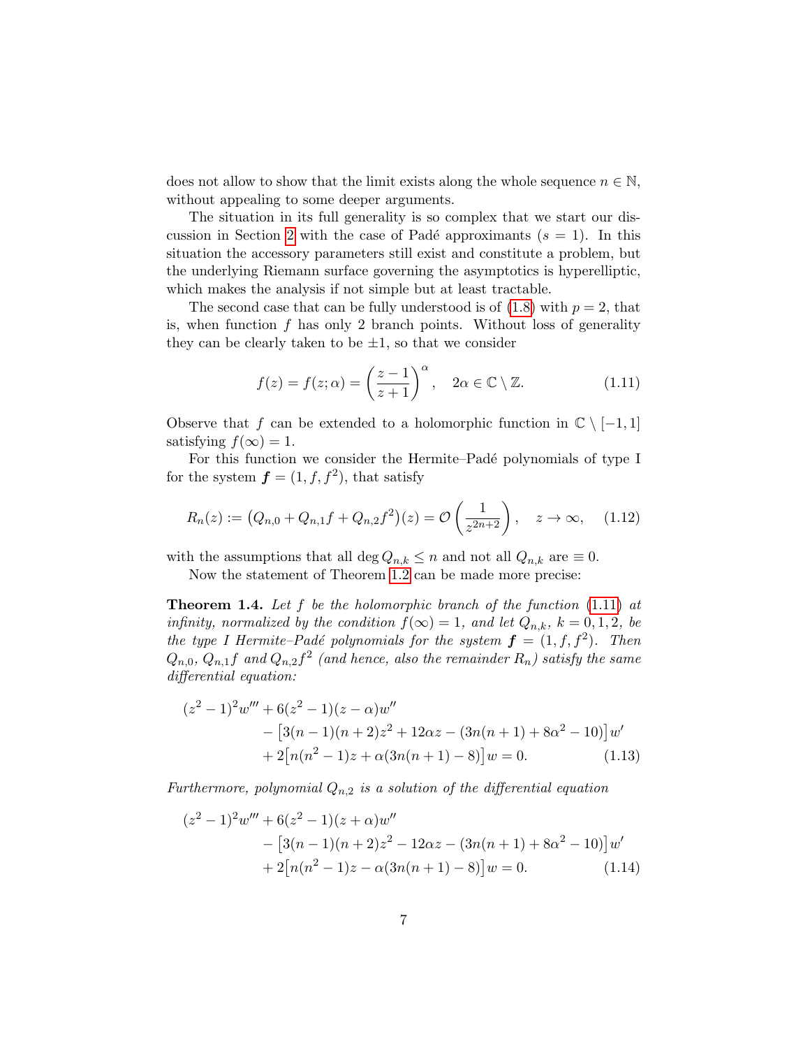does not allow to show that the limit exists along the whole sequence $n \in \mathbb{N}$, without appealing to some deeper arguments.

The situation in its full generality is so complex that we start our discussion in Section 2 with the case of Padé approximants ($s = 1$). In this situation the accessory parameters still exist and constitute a problem, but the underlying Riemann surface governing the asymptotics is hyperelliptic, which makes the analysis if not simple but at least tractable.

The second case that can be fully understood is of (1.8) with $p = 2$, that is, when function $f$ has only 2 branch points. Without loss of generality they can be clearly taken to be $\pm 1$, so that we consider

$$f(z) = f(z; \alpha) = \left( \frac{z-1}{z+1} \right)^{\alpha}, \quad 2\alpha \in \mathbb{C} \setminus \mathbb{Z}. \tag{1.11}$$

Observe that $f$ can be extended to a holomorphic function in $\mathbb{C} \setminus [-1, 1]$ satisfying $f(\infty) = 1$.

For this function we consider the Hermite–Padé polynomials of type I for the system $\boldsymbol{f} = (1, f, f^2)$, that satisfy

$$R_n(z) := \left( Q_{n,0} + Q_{n,1} f + Q_{n,2} f^2 \right)(z) = \mathcal{O}\left( \frac{1}{z^{2n+2}} \right), \quad z \to \infty, \tag{1.12}$$

with the assumptions that all $\deg Q_{n,k} \leq n$ and not all $Q_{n,k}$ are $\equiv 0$.

Now the statement of Theorem 1.2 can be made more precise:

**Theorem 1.4.** *Let $f$ be the holomorphic branch of the function (1.11) at infinity, normalized by the condition $f(\infty) = 1$, and let $Q_{n,k}$, $k = 0, 1, 2$, be the type I Hermite–Padé polynomials for the system $\boldsymbol{f} = (1, f, f^2)$. Then $Q_{n,0}$, $Q_{n,1} f$ and $Q_{n,2} f^2$ (and hence, also the remainder $R_n$) satisfy the same differential equation:*

$$\begin{aligned}
(z^2 - 1)^2 w''' &+ 6(z^2 - 1)(z - \alpha) w'' \\
&- \left[ 3(n-1)(n+2) z^2 + 12\alpha z - (3n(n+1) + 8\alpha^2 - 10) \right] w' \\
&+ 2\left[ n(n^2 - 1) z + \alpha(3n(n+1) - 8) \right] w = 0.
\end{aligned} \tag{1.13}$$

*Furthermore, polynomial $Q_{n,2}$ is a solution of the differential equation*

$$\begin{aligned}
(z^2 - 1)^2 w''' &+ 6(z^2 - 1)(z + \alpha) w'' \\
&- \left[ 3(n-1)(n+2) z^2 - 12\alpha z - (3n(n+1) + 8\alpha^2 - 10) \right] w' \\
&+ 2\left[ n(n^2 - 1) z - \alpha(3n(n+1) - 8) \right] w = 0.
\end{aligned} \tag{1.14}$$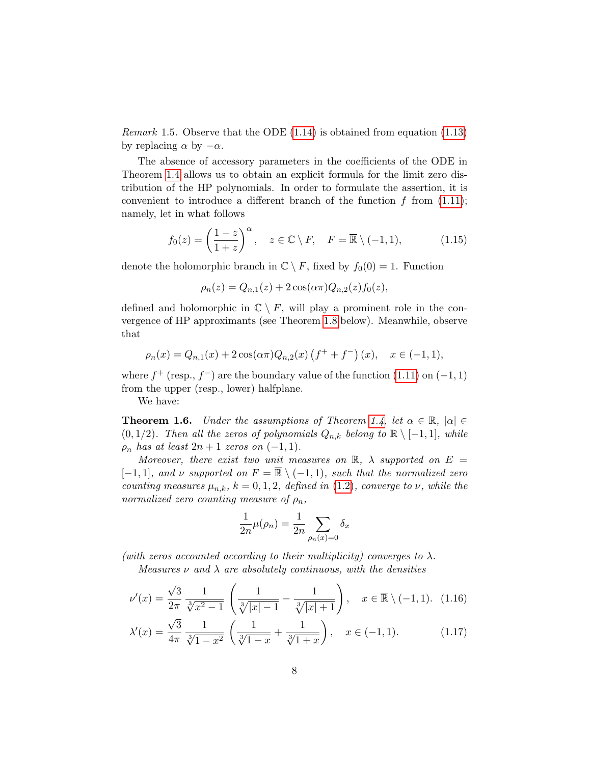*Remark* 1.5. Observe that the ODE (1.14) is obtained from equation (1.13) by replacing $\alpha$ by $-\alpha$.

The absence of accessory parameters in the coefficients of the ODE in Theorem 1.4 allows us to obtain an explicit formula for the limit zero distribution of the HP polynomials. In order to formulate the assertion, it is convenient to introduce a different branch of the function $f$ from (1.11); namely, let in what follows

$$f_0(z) = \left(\frac{1-z}{1+z}\right)^{\alpha}, \quad z \in \mathbb{C} \setminus F, \quad F = \overline{\mathbb{R}} \setminus (-1,1), \tag{1.15}$$

denote the holomorphic branch in $\mathbb{C} \setminus F$, fixed by $f_0(0) = 1$. Function

$$\rho_n(z) = Q_{n,1}(z) + 2\cos(\alpha\pi) Q_{n,2}(z) f_0(z),$$

defined and holomorphic in $\mathbb{C} \setminus F$, will play a prominent role in the convergence of HP approximants (see Theorem 1.8 below). Meanwhile, observe that

$$\rho_n(x) = Q_{n,1}(x) + 2\cos(\alpha\pi) Q_{n,2}(x) \left(f^+ + f^-\right)(x), \quad x \in (-1,1),$$

where $f^+$ (resp., $f^-$) are the boundary value of the function (1.11) on $(-1,1)$ from the upper (resp., lower) halfplane.

We have:

**Theorem 1.6.** *Under the assumptions of Theorem 1.4, let $\alpha \in \mathbb{R}$, $|\alpha| \in (0, 1/2)$. Then all the zeros of polynomials $Q_{n,k}$ belong to $\mathbb{R} \setminus [-1,1]$, while $\rho_n$ has at least $2n+1$ zeros on $(-1,1)$.*

*Moreover, there exist two unit measures on $\mathbb{R}$, $\lambda$ supported on $E = [-1,1]$, and $\nu$ supported on $F = \overline{\mathbb{R}} \setminus (-1,1)$, such that the normalized zero counting measures $\mu_{n,k}$, $k = 0,1,2$, defined in (1.2), converge to $\nu$, while the normalized zero counting measure of $\rho_n$,*

$$\frac{1}{2n}\mu(\rho_n) = \frac{1}{2n} \sum_{\rho_n(x)=0} \delta_x$$

*(with zeros accounted according to their multiplicity) converges to $\lambda$.*

*Measures $\nu$ and $\lambda$ are absolutely continuous, with the densities*

$$\nu'(x) = \frac{\sqrt{3}}{2\pi} \frac{1}{\sqrt[3]{x^2-1}} \left( \frac{1}{\sqrt[3]{|x|-1}} - \frac{1}{\sqrt[3]{|x|+1}} \right), \quad x \in \overline{\mathbb{R}} \setminus (-1,1). \tag{1.16}$$

$$\lambda'(x) = \frac{\sqrt{3}}{4\pi} \frac{1}{\sqrt[3]{1-x^2}} \left( \frac{1}{\sqrt[3]{1-x}} + \frac{1}{\sqrt[3]{1+x}} \right), \quad x \in (-1,1). \tag{1.17}$$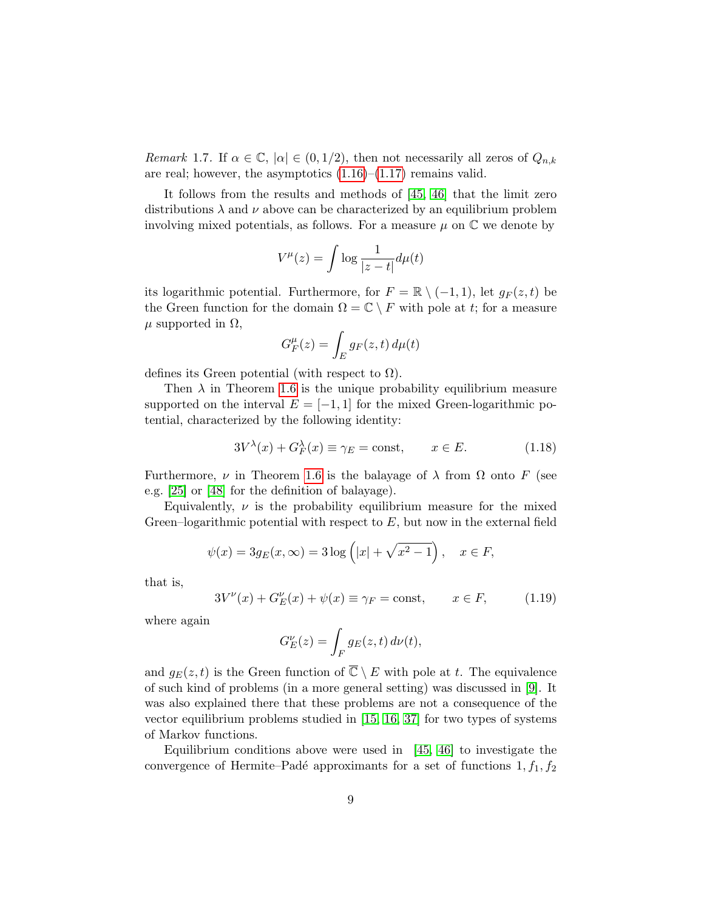*Remark* 1.7. If $\alpha \in \mathbb{C}$, $|\alpha| \in (0, 1/2)$, then not necessarily all zeros of $Q_{n,k}$ are real; however, the asymptotics (1.16)–(1.17) remains valid.

It follows from the results and methods of [45, 46] that the limit zero distributions $\lambda$ and $\nu$ above can be characterized by an equilibrium problem involving mixed potentials, as follows. For a measure $\mu$ on $\mathbb{C}$ we denote by

$$V^{\mu}(z) = \int \log \frac{1}{|z-t|} d\mu(t)$$

its logarithmic potential. Furthermore, for $F = \mathbb{R} \setminus (-1, 1)$, let $g_F(z, t)$ be the Green function for the domain $\Omega = \mathbb{C} \setminus F$ with pole at $t$; for a measure $\mu$ supported in $\Omega$,

$$G_F^{\mu}(z) = \int_E g_F(z, t)\, d\mu(t)$$

defines its Green potential (with respect to $\Omega$).

Then $\lambda$ in Theorem 1.6 is the unique probability equilibrium measure supported on the interval $E = [-1, 1]$ for the mixed Green-logarithmic potential, characterized by the following identity:

$$3V^{\lambda}(x) + G_F^{\lambda}(x) \equiv \gamma_E = \text{const}, \qquad x \in E. \tag{1.18}$$

Furthermore, $\nu$ in Theorem 1.6 is the balayage of $\lambda$ from $\Omega$ onto $F$ (see e.g. [25] or [48] for the definition of balayage).

Equivalently, $\nu$ is the probability equilibrium measure for the mixed Green–logarithmic potential with respect to $E$, but now in the external field

$$\psi(x) = 3g_E(x, \infty) = 3\log\left(|x| + \sqrt{x^2 - 1}\right), \quad x \in F,$$

that is,

$$3V^{\nu}(x) + G_E^{\nu}(x) + \psi(x) \equiv \gamma_F = \text{const}, \qquad x \in F, \tag{1.19}$$

where again

$$G_E^{\nu}(z) = \int_F g_E(z, t)\, d\nu(t),$$

and $g_E(z, t)$ is the Green function of $\overline{\mathbb{C}} \setminus E$ with pole at $t$. The equivalence of such kind of problems (in a more general setting) was discussed in [9]. It was also explained there that these problems are not a consequence of the vector equilibrium problems studied in [15, 16, 37] for two types of systems of Markov functions.

Equilibrium conditions above were used in [45, 46] to investigate the convergence of Hermite–Padé approximants for a set of functions $1, f_1, f_2$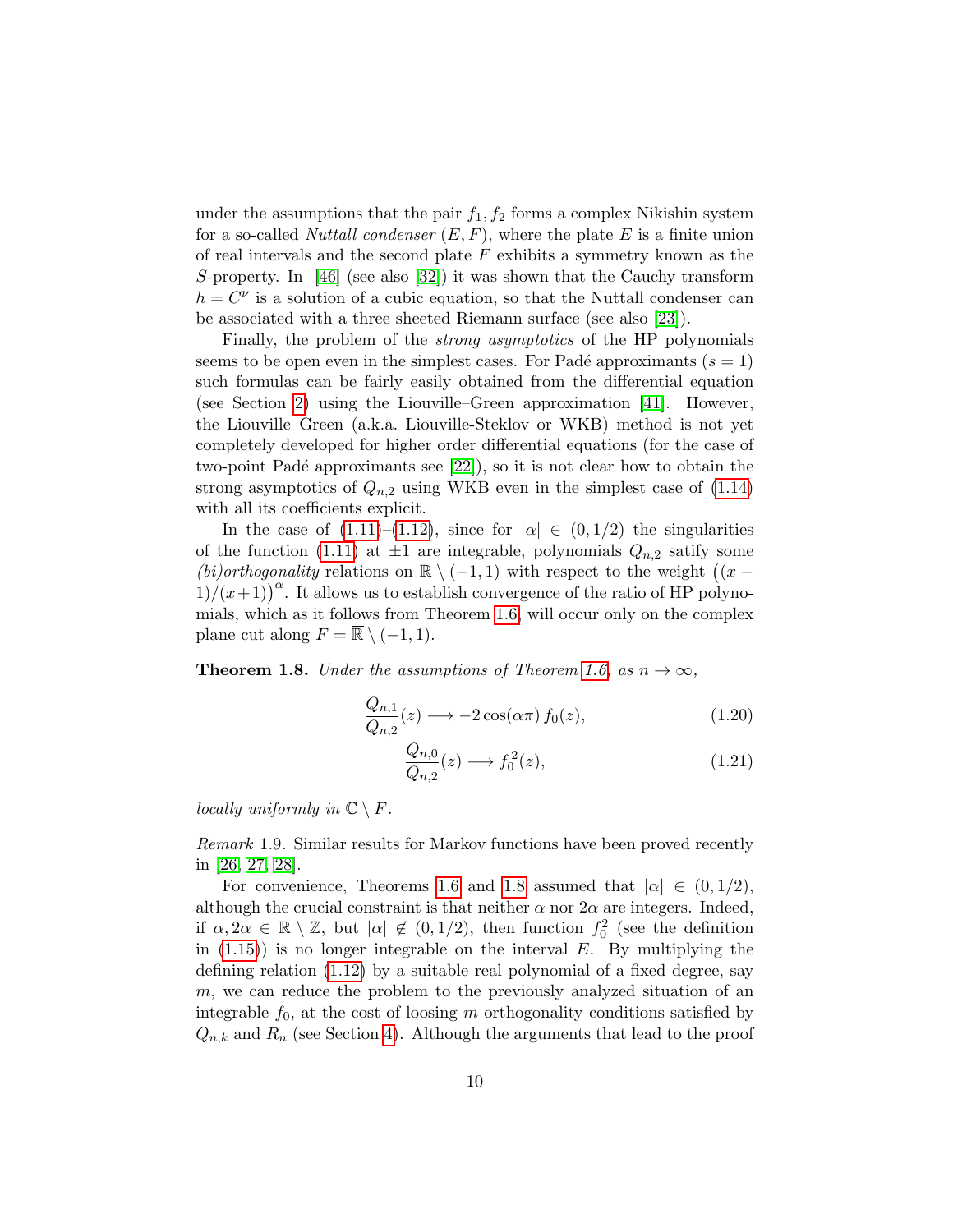under the assumptions that the pair $f_1, f_2$ forms a complex Nikishin system for a so-called *Nuttall condenser* $(E, F)$, where the plate $E$ is a finite union of real intervals and the second plate $F$ exhibits a symmetry known as the $S$-property. In [46] (see also [32]) it was shown that the Cauchy transform $h = C^\nu$ is a solution of a cubic equation, so that the Nuttall condenser can be associated with a three sheeted Riemann surface (see also [23]).

Finally, the problem of the *strong asymptotics* of the HP polynomials seems to be open even in the simplest cases. For Padé approximants ($s = 1$) such formulas can be fairly easily obtained from the differential equation (see Section 2) using the Liouville–Green approximation [41]. However, the Liouville–Green (a.k.a. Liouville-Steklov or WKB) method is not yet completely developed for higher order differential equations (for the case of two-point Padé approximants see [22]), so it is not clear how to obtain the strong asymptotics of $Q_{n,2}$ using WKB even in the simplest case of (1.14) with all its coefficients explicit.

In the case of (1.11)–(1.12), since for $|\alpha| \in (0, 1/2)$ the singularities of the function (1.11) at $\pm 1$ are integrable, polynomials $Q_{n,2}$ satisfy some *(bi)orthogonality* relations on $\overline{\mathbb{R}} \setminus (-1, 1)$ with respect to the weight $\big((x - 1)/(x+1)\big)^\alpha$. It allows us to establish convergence of the ratio of HP polynomials, which as it follows from Theorem 1.6, will occur only on the complex plane cut along $F = \overline{\mathbb{R}} \setminus (-1, 1)$.

**Theorem 1.8.** *Under the assumptions of Theorem 1.6, as $n \to \infty$,*

$$\frac{Q_{n,1}}{Q_{n,2}}(z) \longrightarrow -2\cos(\alpha\pi)\, f_0(z), \tag{1.20}$$

$$\frac{Q_{n,0}}{Q_{n,2}}(z) \longrightarrow f_0^2(z), \tag{1.21}$$

*locally uniformly in $\mathbb{C} \setminus F$.*

*Remark* 1.9. Similar results for Markov functions have been proved recently in [26, 27, 28].

For convenience, Theorems 1.6 and 1.8 assumed that $|\alpha| \in (0, 1/2)$, although the crucial constraint is that neither $\alpha$ nor $2\alpha$ are integers. Indeed, if $\alpha, 2\alpha \in \mathbb{R} \setminus \mathbb{Z}$, but $|\alpha| \notin (0, 1/2)$, then function $f_0^2$ (see the definition in (1.15)) is no longer integrable on the interval $E$. By multiplying the defining relation (1.12) by a suitable real polynomial of a fixed degree, say $m$, we can reduce the problem to the previously analyzed situation of an integrable $f_0$, at the cost of loosing $m$ orthogonality conditions satisfied by $Q_{n,k}$ and $R_n$ (see Section 4). Although the arguments that lead to the proof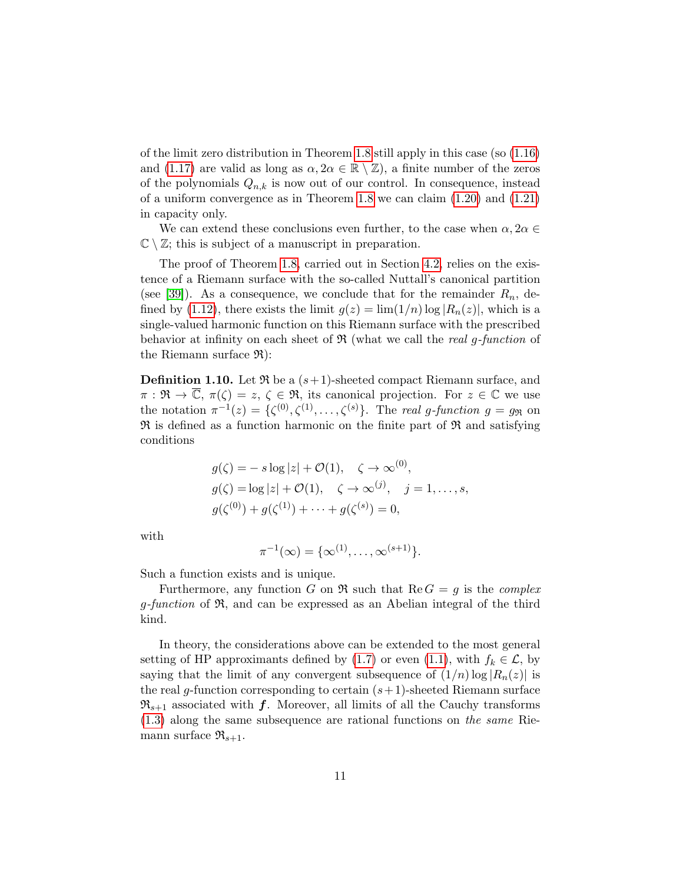of the limit zero distribution in Theorem 1.8 still apply in this case (so (1.16) and (1.17) are valid as long as $\alpha, 2\alpha \in \mathbb{R} \setminus \mathbb{Z}$), a finite number of the zeros of the polynomials $Q_{n,k}$ is now out of our control. In consequence, instead of a uniform convergence as in Theorem 1.8 we can claim (1.20) and (1.21) in capacity only.

We can extend these conclusions even further, to the case when $\alpha, 2\alpha \in \mathbb{C} \setminus \mathbb{Z}$; this is subject of a manuscript in preparation.

The proof of Theorem 1.8, carried out in Section 4.2, relies on the existence of a Riemann surface with the so-called Nuttall's canonical partition (see [39]). As a consequence, we conclude that for the remainder $R_n$, defined by (1.12), there exists the limit $g(z) = \lim(1/n) \log |R_n(z)|$, which is a single-valued harmonic function on this Riemann surface with the prescribed behavior at infinity on each sheet of $\mathfrak{R}$ (what we call the *real g-function* of the Riemann surface $\mathfrak{R}$):

**Definition 1.10.** Let $\mathfrak{R}$ be a $(s+1)$-sheeted compact Riemann surface, and $\pi : \mathfrak{R} \to \overline{\mathbb{C}}$, $\pi(\zeta) = z$, $\zeta \in \mathfrak{R}$, its canonical projection. For $z \in \mathbb{C}$ we use the notation $\pi^{-1}(z) = \{\zeta^{(0)}, \zeta^{(1)}, \dots, \zeta^{(s)}\}$. The *real g-function* $g = g_{\mathfrak{R}}$ on $\mathfrak{R}$ is defined as a function harmonic on the finite part of $\mathfrak{R}$ and satisfying conditions

$$
\begin{aligned}
g(\zeta) &= -\, s \log |z| + \mathcal{O}(1), \quad \zeta \to \infty^{(0)}, \\
g(\zeta) &= \log |z| + \mathcal{O}(1), \quad \zeta \to \infty^{(j)}, \quad j = 1, \dots, s, \\
g(\zeta^{(0)}) &+ g(\zeta^{(1)}) + \dots + g(\zeta^{(s)}) = 0,
\end{aligned}
$$

with

$$
\pi^{-1}(\infty) = \{\infty^{(1)}, \dots, \infty^{(s+1)}\}.
$$

Such a function exists and is unique.

Furthermore, any function $G$ on $\mathfrak{R}$ such that $\operatorname{Re} G = g$ is the *complex g-function* of $\mathfrak{R}$, and can be expressed as an Abelian integral of the third kind.

In theory, the considerations above can be extended to the most general setting of HP approximants defined by (1.7) or even (1.1), with $f_k \in \mathcal{L}$, by saying that the limit of any convergent subsequence of $(1/n) \log |R_n(z)|$ is the real $g$-function corresponding to certain $(s+1)$-sheeted Riemann surface $\mathfrak{R}_{s+1}$ associated with $\boldsymbol{f}$. Moreover, all limits of all the Cauchy transforms (1.3) along the same subsequence are rational functions on *the same* Riemann surface $\mathfrak{R}_{s+1}$.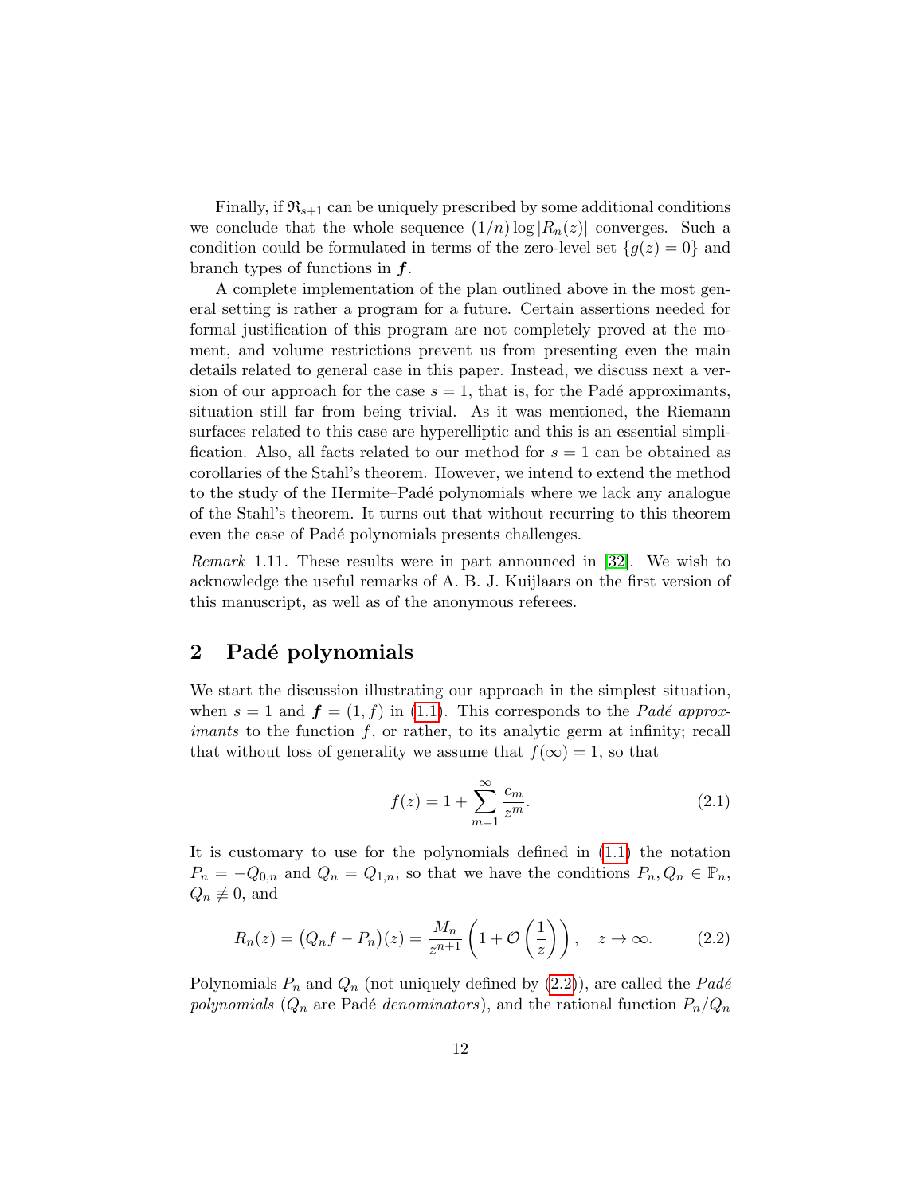Finally, if $\mathfrak{R}_{s+1}$ can be uniquely prescribed by some additional conditions we conclude that the whole sequence $(1/n)\log|R_n(z)|$ converges. Such a condition could be formulated in terms of the zero-level set $\{g(z) = 0\}$ and branch types of functions in $\boldsymbol{f}$.

A complete implementation of the plan outlined above in the most general setting is rather a program for a future. Certain assertions needed for formal justification of this program are not completely proved at the moment, and volume restrictions prevent us from presenting even the main details related to general case in this paper. Instead, we discuss next a version of our approach for the case $s = 1$, that is, for the Padé approximants, situation still far from being trivial. As it was mentioned, the Riemann surfaces related to this case are hyperelliptic and this is an essential simplification. Also, all facts related to our method for $s = 1$ can be obtained as corollaries of the Stahl's theorem. However, we intend to extend the method to the study of the Hermite–Padé polynomials where we lack any analogue of the Stahl's theorem. It turns out that without recurring to this theorem even the case of Padé polynomials presents challenges.

*Remark* 1.11. These results were in part announced in [32]. We wish to acknowledge the useful remarks of A. B. J. Kuijlaars on the first version of this manuscript, as well as of the anonymous referees.

## 2 Padé polynomials

We start the discussion illustrating our approach in the simplest situation, when $s = 1$ and $\boldsymbol{f} = (1, f)$ in (1.1). This corresponds to the *Padé approximants* to the function $f$, or rather, to its analytic germ at infinity; recall that without loss of generality we assume that $f(\infty) = 1$, so that

$$f(z) = 1 + \sum_{m=1}^{\infty} \frac{c_m}{z^m}. \tag{2.1}$$

It is customary to use for the polynomials defined in (1.1) the notation $P_n = -Q_{0,n}$ and $Q_n = Q_{1,n}$, so that we have the conditions $P_n, Q_n \in \mathbb{P}_n$, $Q_n \not\equiv 0$, and

$$R_n(z) = \big(Q_n f - P_n\big)(z) = \frac{M_n}{z^{n+1}}\left(1 + \mathcal{O}\left(\frac{1}{z}\right)\right), \quad z \to \infty. \tag{2.2}$$

Polynomials $P_n$ and $Q_n$ (not uniquely defined by (2.2)), are called the *Padé polynomials* ($Q_n$ are Padé *denominators*), and the rational function $P_n/Q_n$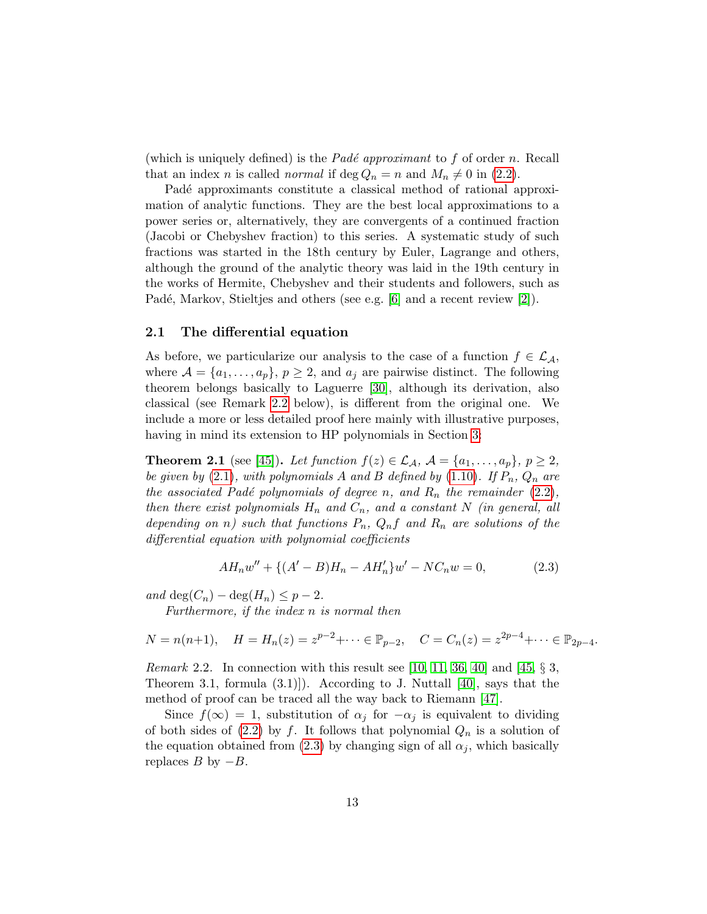(which is uniquely defined) is the *Padé approximant* to $f$ of order $n$. Recall that an index $n$ is called *normal* if $\deg Q_n = n$ and $M_n \neq 0$ in (2.2).

Padé approximants constitute a classical method of rational approximation of analytic functions. They are the best local approximations to a power series or, alternatively, they are convergents of a continued fraction (Jacobi or Chebyshev fraction) to this series. A systematic study of such fractions was started in the 18th century by Euler, Lagrange and others, although the ground of the analytic theory was laid in the 19th century in the works of Hermite, Chebyshev and their students and followers, such as Padé, Markov, Stieltjes and others (see e.g. [6] and a recent review [2]).

### 2.1 The differential equation

As before, we particularize our analysis to the case of a function $f \in \mathcal{L}_{\mathcal{A}}$, where $\mathcal{A} = \{a_1, \dots, a_p\}$, $p \geq 2$, and $a_j$ are pairwise distinct. The following theorem belongs basically to Laguerre [30], although its derivation, also classical (see Remark 2.2 below), is different from the original one. We include a more or less detailed proof here mainly with illustrative purposes, having in mind its extension to HP polynomials in Section 3:

**Theorem 2.1** (see [45]). *Let function $f(z) \in \mathcal{L}_{\mathcal{A}}$, $\mathcal{A} = \{a_1, \dots, a_p\}$, $p \geq 2$, be given by (2.1), with polynomials $A$ and $B$ defined by (1.10). If $P_n$, $Q_n$ are the associated Padé polynomials of degree $n$, and $R_n$ the remainder (2.2), then there exist polynomials $H_n$ and $C_n$, and a constant $N$ (in general, all depending on $n$) such that functions $P_n$, $Q_n f$ and $R_n$ are solutions of the differential equation with polynomial coefficients*

$$AH_n w'' + \{(A' - B)H_n - AH_n'\}w' - NC_n w = 0, \tag{2.3}$$

*and $\deg(C_n) - \deg(H_n) \leq p - 2$.*

*Furthermore, if the index $n$ is normal then*

$$N = n(n+1), \quad H = H_n(z) = z^{p-2} + \cdots \in \mathbb{P}_{p-2}, \quad C = C_n(z) = z^{2p-4} + \cdots \in \mathbb{P}_{2p-4}.$$

*Remark* 2.2. In connection with this result see [10, 11, 36, 40] and [45, § 3, Theorem 3.1, formula (3.1)]). According to J. Nuttall [40], says that the method of proof can be traced all the way back to Riemann [47].

Since $f(\infty) = 1$, substitution of $\alpha_j$ for $-\alpha_j$ is equivalent to dividing of both sides of (2.2) by $f$. It follows that polynomial $Q_n$ is a solution of the equation obtained from (2.3) by changing sign of all $\alpha_j$, which basically replaces $B$ by $-B$.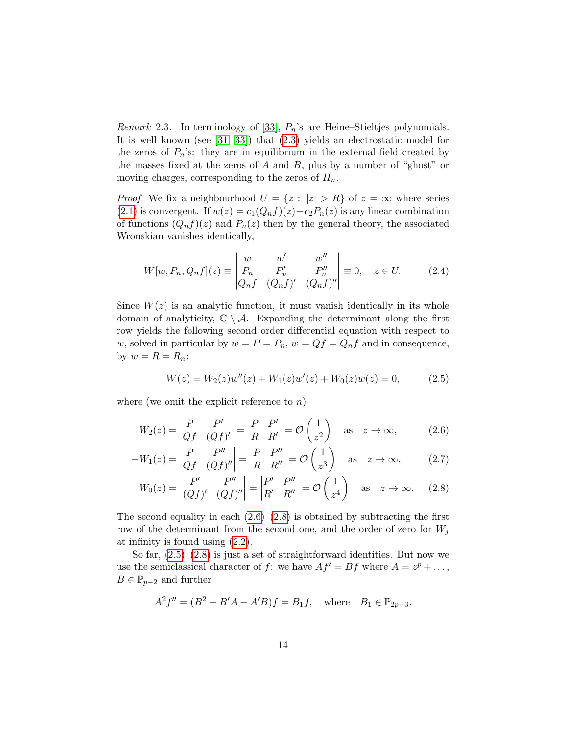*Remark* 2.3. In terminology of [33], $P_n$'s are Heine–Stieltjes polynomials. It is well known (see [31, 33]) that (2.3) yields an electrostatic model for the zeros of $P_n$'s: they are in equilibrium in the external field created by the masses fixed at the zeros of $A$ and $B$, plus by a number of "ghost" or moving charges, corresponding to the zeros of $H_n$.

*Proof.* We fix a neighbourhood $U = \{z : |z| > R\}$ of $z = \infty$ where series (2.1) is convergent. If $w(z) = c_1(Q_n f)(z) + c_2 P_n(z)$ is any linear combination of functions $(Q_n f)(z)$ and $P_n(z)$ then by the general theory, the associated Wronskian vanishes identically,

$$W[w, P_n, Q_n f](z) \equiv \begin{vmatrix} w & w' & w'' \\ P_n & P_n' & P_n'' \\ Q_n f & (Q_n f)' & (Q_n f)'' \end{vmatrix} \equiv 0, \quad z \in U. \tag{2.4}$$

Since $W(z)$ is an analytic function, it must vanish identically in its whole domain of analyticity, $\mathbb{C} \setminus \mathcal{A}$. Expanding the determinant along the first row yields the following second order differential equation with respect to $w$, solved in particular by $w = P = P_n$, $w = Qf = Q_n f$ and in consequence, by $w = R = R_n$:

$$W(z) = W_2(z) w''(z) + W_1(z) w'(z) + W_0(z) w(z) = 0, \tag{2.5}$$

where (we omit the explicit reference to $n$)

$$W_2(z) = \begin{vmatrix} P & P' \\ Qf & (Qf)' \end{vmatrix} = \begin{vmatrix} P & P' \\ R & R' \end{vmatrix} = \mathcal{O}\left(\frac{1}{z^2}\right) \quad \text{as} \quad z \to \infty, \tag{2.6}$$

$$-W_1(z) = \begin{vmatrix} P & P'' \\ Qf & (Qf)'' \end{vmatrix} = \begin{vmatrix} P & P'' \\ R & R'' \end{vmatrix} = \mathcal{O}\left(\frac{1}{z^3}\right) \quad \text{as} \quad z \to \infty, \tag{2.7}$$

$$W_0(z) = \begin{vmatrix} P' & P'' \\ (Qf)' & (Qf)'' \end{vmatrix} = \begin{vmatrix} P' & P'' \\ R' & R'' \end{vmatrix} = \mathcal{O}\left(\frac{1}{z^4}\right) \quad \text{as} \quad z \to \infty. \tag{2.8}$$

The second equality in each (2.6)–(2.8) is obtained by subtracting the first row of the determinant from the second one, and the order of zero for $W_j$ at infinity is found using (2.2).

So far, (2.5)–(2.8) is just a set of straightforward identities. But now we use the semiclassical character of $f$: we have $Af' = Bf$ where $A = z^p + \dots$, $B \in \mathbb{P}_{p-2}$ and further

$$A^2 f'' = (B^2 + B'A - A'B) f = B_1 f, \quad \text{where} \quad B_1 \in \mathbb{P}_{2p-3}.$$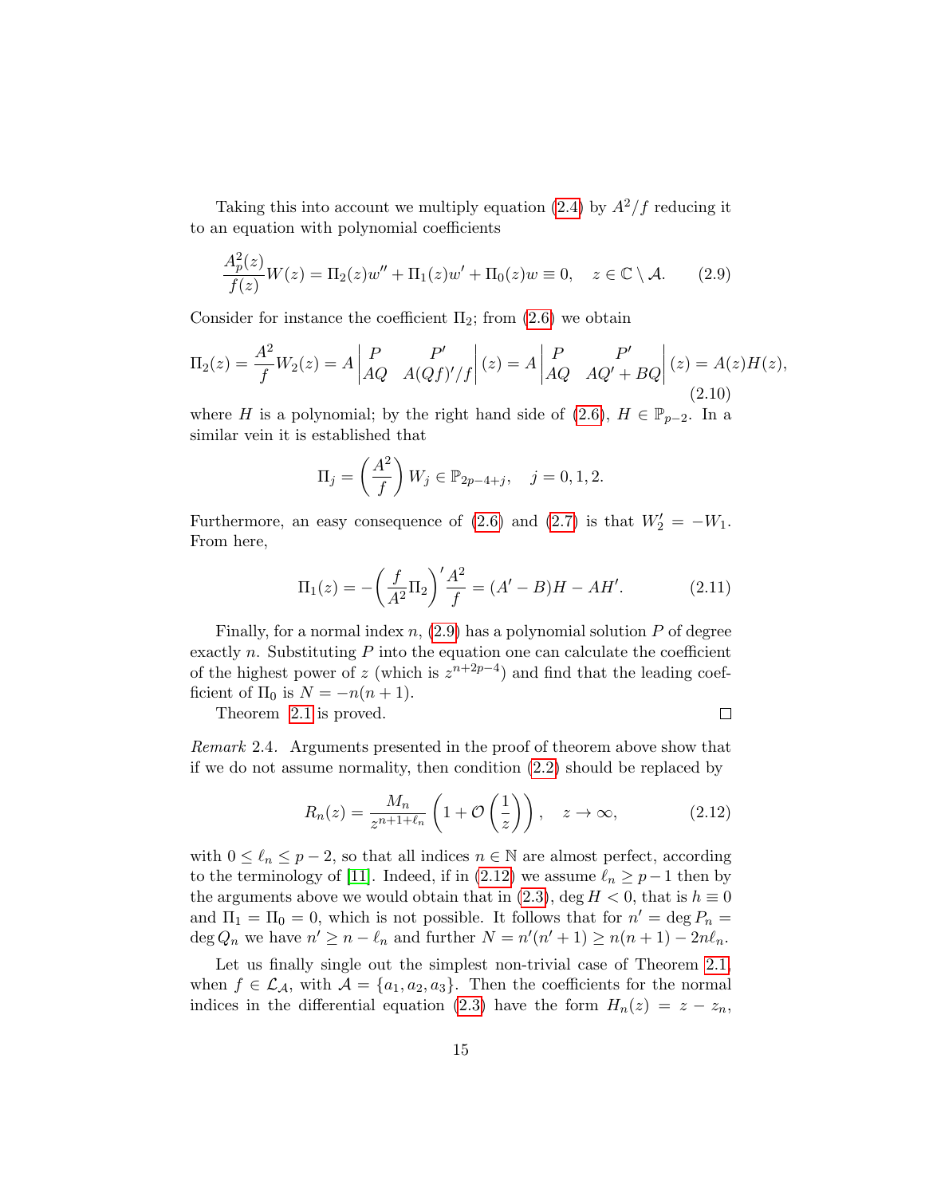Taking this into account we multiply equation (2.4) by $A^2/f$ reducing it to an equation with polynomial coefficients

$$\frac{A_p^2(z)}{f(z)} W(z) = \Pi_2(z) w'' + \Pi_1(z) w' + \Pi_0(z) w \equiv 0, \quad z \in \mathbb{C} \setminus \mathcal{A}. \tag{2.9}$$

Consider for instance the coefficient $\Pi_2$; from (2.6) we obtain

$$\Pi_2(z) = \frac{A^2}{f} W_2(z) = A \begin{vmatrix} P & P' \\ AQ & A(Qf)'/f \end{vmatrix} (z) = A \begin{vmatrix} P & P' \\ AQ & AQ' + BQ \end{vmatrix} (z) = A(z) H(z), \tag{2.10}$$

where $H$ is a polynomial; by the right hand side of (2.6), $H \in \mathbb{P}_{p-2}$. In a similar vein it is established that

$$\Pi_j = \left( \frac{A^2}{f} \right) W_j \in \mathbb{P}_{2p-4+j}, \quad j = 0, 1, 2.$$

Furthermore, an easy consequence of (2.6) and (2.7) is that $W_2' = -W_1$. From here,

$$\Pi_1(z) = -\left( \frac{f}{A^2} \Pi_2 \right)' \frac{A^2}{f} = (A' - B) H - A H'. \tag{2.11}$$

Finally, for a normal index $n$, (2.9) has a polynomial solution $P$ of degree exactly $n$. Substituting $P$ into the equation one can calculate the coefficient of the highest power of $z$ (which is $z^{n+2p-4}$) and find that the leading coefficient of $\Pi_0$ is $N = -n(n+1)$.

Theorem 2.1 is proved. □

*Remark* 2.4. Arguments presented in the proof of theorem above show that if we do not assume normality, then condition (2.2) should be replaced by

$$R_n(z) = \frac{M_n}{z^{n+1+\ell_n}} \left( 1 + \mathcal{O}\left( \frac{1}{z} \right) \right), \quad z \to \infty, \tag{2.12}$$

with $0 \leq \ell_n \leq p-2$, so that all indices $n \in \mathbb{N}$ are almost perfect, according to the terminology of [11]. Indeed, if in (2.12) we assume $\ell_n \geq p-1$ then by the arguments above we would obtain that in (2.3), $\deg H < 0$, that is $h \equiv 0$ and $\Pi_1 = \Pi_0 = 0$, which is not possible. It follows that for $n' = \deg P_n = \deg Q_n$ we have $n' \geq n - \ell_n$ and further $N = n'(n'+1) \geq n(n+1) - 2n\ell_n$.

Let us finally single out the simplest non-trivial case of Theorem 2.1, when $f \in \mathcal{L}_{\mathcal{A}}$, with $\mathcal{A} = \{a_1, a_2, a_3\}$. Then the coefficients for the normal indices in the differential equation (2.3) have the form $H_n(z) = z - z_n$,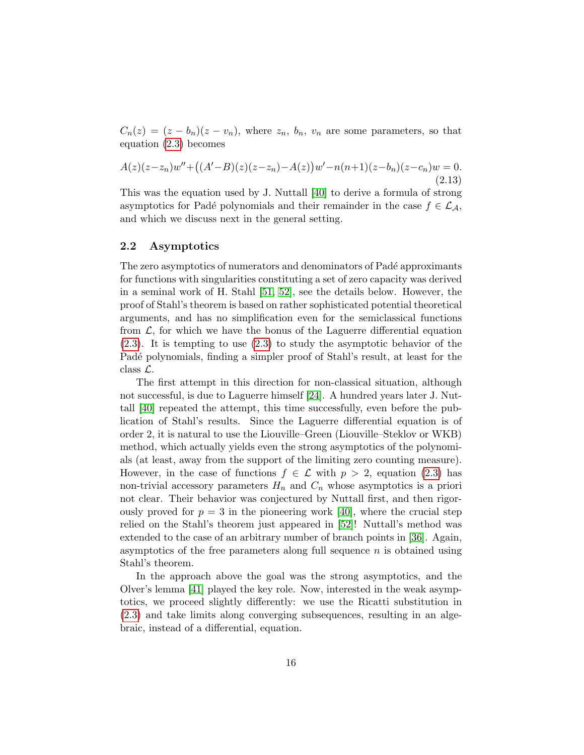$C_n(z) = (z - b_n)(z - v_n)$, where $z_n$, $b_n$, $v_n$ are some parameters, so that equation (2.3) becomes

$$A(z)(z-z_n)w''+\big((A'-B)(z)(z-z_n)-A(z)\big)w'-n(n+1)(z-b_n)(z-c_n)w = 0. \tag{2.13}$$

This was the equation used by J. Nuttall [40] to derive a formula of strong asymptotics for Padé polynomials and their remainder in the case $f \in \mathcal{L}_{\mathcal{A}}$, and which we discuss next in the general setting.

## 2.2 Asymptotics

The zero asymptotics of numerators and denominators of Padé approximants for functions with singularities constituting a set of zero capacity was derived in a seminal work of H. Stahl [51, 52], see the details below. However, the proof of Stahl's theorem is based on rather sophisticated potential theoretical arguments, and has no simplification even for the semiclassical functions from $\mathcal{L}$, for which we have the bonus of the Laguerre differential equation (2.3). It is tempting to use (2.3) to study the asymptotic behavior of the Padé polynomials, finding a simpler proof of Stahl's result, at least for the class $\mathcal{L}$.

The first attempt in this direction for non-classical situation, although not successful, is due to Laguerre himself [24]. A hundred years later J. Nuttall [40] repeated the attempt, this time successfully, even before the publication of Stahl's results. Since the Laguerre differential equation is of order 2, it is natural to use the Liouville–Green (Liouville–Steklov or WKB) method, which actually yields even the strong asymptotics of the polynomials (at least, away from the support of the limiting zero counting measure). However, in the case of functions $f \in \mathcal{L}$ with $p > 2$, equation (2.3) has non-trivial accessory parameters $H_n$ and $C_n$ whose asymptotics is a priori not clear. Their behavior was conjectured by Nuttall first, and then rigorously proved for $p = 3$ in the pioneering work [40], where the crucial step relied on the Stahl's theorem just appeared in [52]! Nuttall's method was extended to the case of an arbitrary number of branch points in [36]. Again, asymptotics of the free parameters along full sequence $n$ is obtained using Stahl's theorem.

In the approach above the goal was the strong asymptotics, and the Olver's lemma [41] played the key role. Now, interested in the weak asymptotics, we proceed slightly differently: we use the Ricatti substitution in (2.3) and take limits along converging subsequences, resulting in an algebraic, instead of a differential, equation.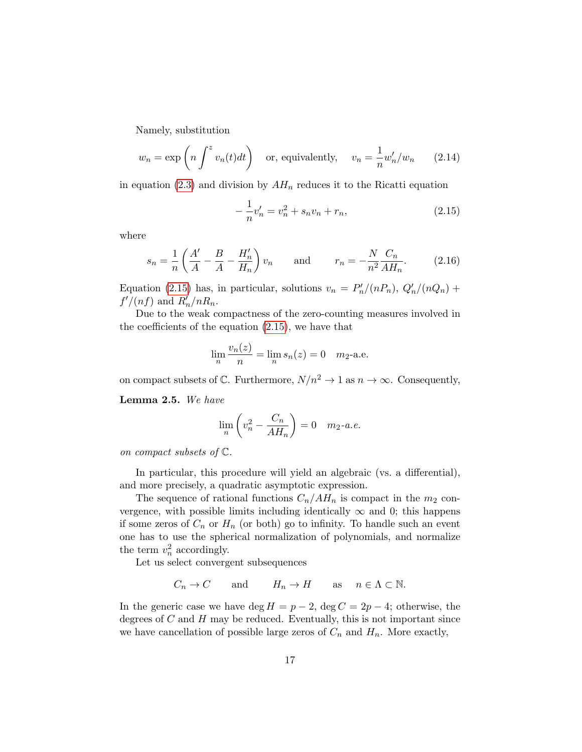Namely, substitution

$$w_n = \exp\left(n \int^z v_n(t)dt\right) \quad \text{or, equivalently,} \quad v_n = \frac{1}{n} w_n'/w_n \tag{2.14}$$

in equation (2.3) and division by $AH_n$ reduces it to the Ricatti equation

$$-\frac{1}{n} v_n' = v_n^2 + s_n v_n + r_n, \tag{2.15}$$

where

$$s_n = \frac{1}{n}\left(\frac{A'}{A} - \frac{B}{A} - \frac{H_n'}{H_n}\right) v_n \qquad \text{and} \qquad r_n = -\frac{N}{n^2}\frac{C_n}{AH_n}. \tag{2.16}$$

Equation (2.15) has, in particular, solutions $v_n = P_n'/(nP_n)$, $Q_n'/(nQ_n) + f'/(nf)$ and $R_n'/nR_n$.

Due to the weak compactness of the zero-counting measures involved in the coefficients of the equation (2.15), we have that

$$\lim_n \frac{v_n(z)}{n} = \lim_n s_n(z) = 0 \quad m_2\text{-a.e.}$$

on compact subsets of $\mathbb{C}$. Furthermore, $N/n^2 \to 1$ as $n \to \infty$. Consequently,

**Lemma 2.5.** *We have*

$$\lim_n \left(v_n^2 - \frac{C_n}{AH_n}\right) = 0 \quad m_2\text{-a.e.}$$

*on compact subsets of* $\mathbb{C}$.

In particular, this procedure will yield an algebraic (vs. a differential), and more precisely, a quadratic asymptotic expression.

The sequence of rational functions $C_n/AH_n$ is compact in the $m_2$ convergence, with possible limits including identically $\infty$ and 0; this happens if some zeros of $C_n$ or $H_n$ (or both) go to infinity. To handle such an event one has to use the spherical normalization of polynomials, and normalize the term $v_n^2$ accordingly.

Let us select convergent subsequences

$$C_n \to C \qquad \text{and} \qquad H_n \to H \qquad \text{as} \quad n \in \Lambda \subset \mathbb{N}.$$

In the generic case we have $\deg H = p-2$, $\deg C = 2p-4$; otherwise, the degrees of $C$ and $H$ may be reduced. Eventually, this is not important since we have cancellation of possible large zeros of $C_n$ and $H_n$. More exactly,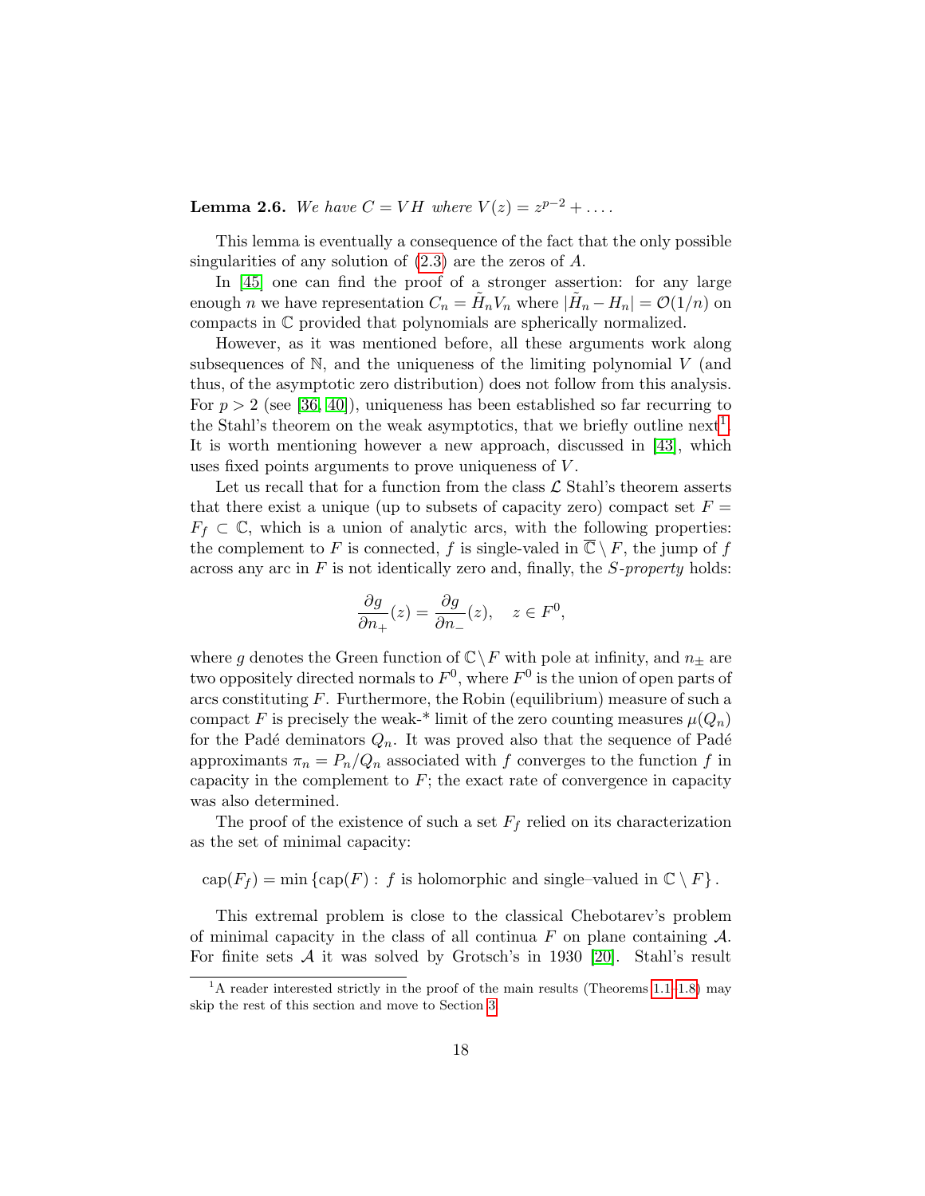**Lemma 2.6.** *We have $C = VH$ where $V(z) = z^{p-2} + \dots$.*

This lemma is eventually a consequence of the fact that the only possible singularities of any solution of (2.3) are the zeros of $A$.

In [45] one can find the proof of a stronger assertion: for any large enough $n$ we have representation $C_n = \tilde{H}_n V_n$ where $|\tilde{H}_n - H_n| = \mathcal{O}(1/n)$ on compacts in $\mathbb{C}$ provided that polynomials are spherically normalized.

However, as it was mentioned before, all these arguments work along subsequences of $\mathbb{N}$, and the uniqueness of the limiting polynomial $V$ (and thus, of the asymptotic zero distribution) does not follow from this analysis. For $p > 2$ (see [36, 40]), uniqueness has been established so far recurring to the Stahl's theorem on the weak asymptotics, that we briefly outline next[1]. It is worth mentioning however a new approach, discussed in [43], which uses fixed points arguments to prove uniqueness of $V$.

Let us recall that for a function from the class $\mathcal{L}$ Stahl's theorem asserts that there exist a unique (up to subsets of capacity zero) compact set $F = F_f \subset \mathbb{C}$, which is a union of analytic arcs, with the following properties: the complement to $F$ is connected, $f$ is single-valed in $\overline{\mathbb{C}} \setminus F$, the jump of $f$ across any arc in $F$ is not identically zero and, finally, the *S-property* holds:

$$\frac{\partial g}{\partial n_+}(z) = \frac{\partial g}{\partial n_-}(z), \quad z \in F^0,$$

where $g$ denotes the Green function of $\mathbb{C} \setminus F$ with pole at infinity, and $n_\pm$ are two oppositely directed normals to $F^0$, where $F^0$ is the union of open parts of arcs constituting $F$. Furthermore, the Robin (equilibrium) measure of such a compact $F$ is precisely the weak-* limit of the zero counting measures $\mu(Q_n)$ for the Padé deminators $Q_n$. It was proved also that the sequence of Padé approximants $\pi_n = P_n/Q_n$ associated with $f$ converges to the function $f$ in capacity in the complement to $F$; the exact rate of convergence in capacity was also determined.

The proof of the existence of such a set $F_f$ relied on its characterization as the set of minimal capacity:

$$\operatorname{cap}(F_f) = \min \left\{ \operatorname{cap}(F) : f \text{ is holomorphic and single–valued in } \mathbb{C} \setminus F \right\}.$$

This extremal problem is close to the classical Chebotarev's problem of minimal capacity in the class of all continua $F$ on plane containing $\mathcal{A}$. For finite sets $\mathcal{A}$ it was solved by Grotsch's in 1930 [20]. Stahl's result

[1] A reader interested strictly in the proof of the main results (Theorems 1.1–1.8) may skip the rest of this section and move to Section 3.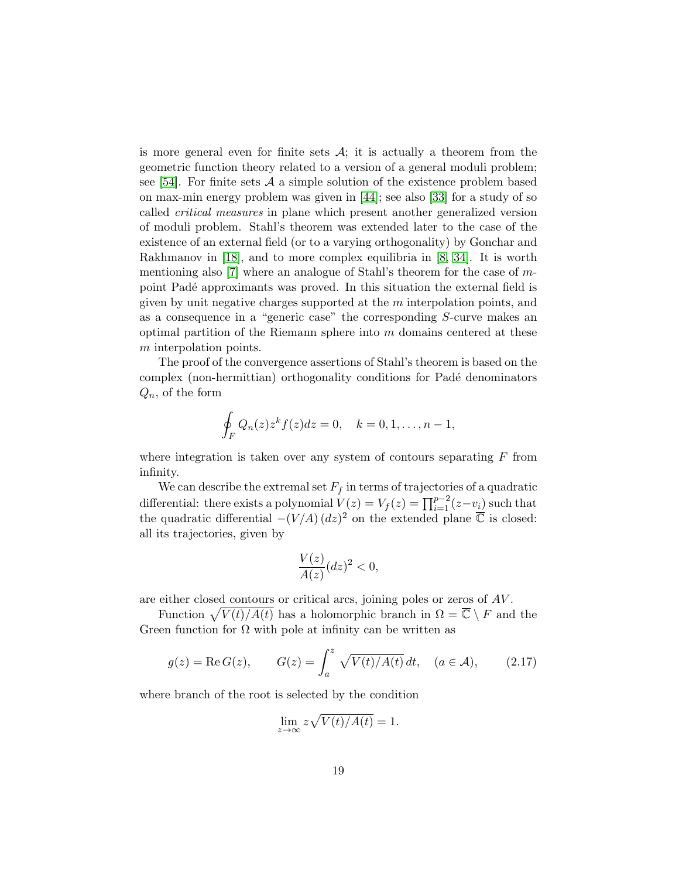is more general even for finite sets $\mathcal{A}$; it is actually a theorem from the geometric function theory related to a version of a general moduli problem; see [54]. For finite sets $\mathcal{A}$ a simple solution of the existence problem based on max-min energy problem was given in [44]; see also [33] for a study of so called *critical measures* in plane which present another generalized version of moduli problem. Stahl's theorem was extended later to the case of the existence of an external field (or to a varying orthogonality) by Gonchar and Rakhmanov in [18], and to more complex equilibria in [8, 34]. It is worth mentioning also [7] where an analogue of Stahl's theorem for the case of $m$-point Padé approximants was proved. In this situation the external field is given by unit negative charges supported at the $m$ interpolation points, and as a consequence in a "generic case" the corresponding $S$-curve makes an optimal partition of the Riemann sphere into $m$ domains centered at these $m$ interpolation points.

The proof of the convergence assertions of Stahl's theorem is based on the complex (non-hermittian) orthogonality conditions for Padé denominators $Q_n$, of the form

$$\oint_F Q_n(z) z^k f(z) dz = 0, \quad k = 0, 1, \dots, n-1,$$

where integration is taken over any system of contours separating $F$ from infinity.

We can describe the extremal set $F_f$ in terms of trajectories of a quadratic differential: there exists a polynomial $V(z) = V_f(z) = \prod_{i=1}^{p-2}(z - v_i)$ such that the quadratic differential $-(V/A)\,(dz)^2$ on the extended plane $\overline{\mathbb{C}}$ is closed: all its trajectories, given by

$$\frac{V(z)}{A(z)}(dz)^2 < 0,$$

are either closed contours or critical arcs, joining poles or zeros of $AV$.

Function $\sqrt{V(t)/A(t)}$ has a holomorphic branch in $\Omega = \overline{\mathbb{C}} \setminus F$ and the Green function for $\Omega$ with pole at infinity can be written as

$$g(z) = \operatorname{Re} G(z), \qquad G(z) = \int_a^z \sqrt{V(t)/A(t)}\, dt, \quad (a \in \mathcal{A}), \tag{2.17}$$

where branch of the root is selected by the condition

$$\lim_{z \to \infty} z \sqrt{V(t)/A(t)} = 1.$$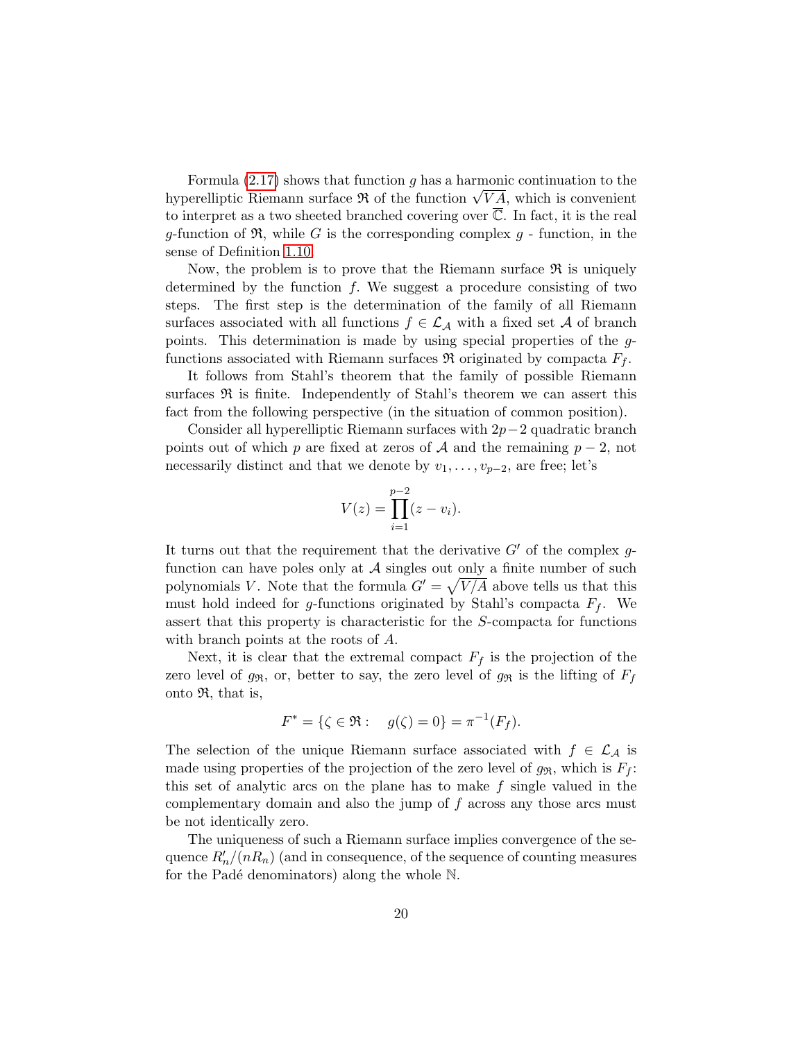Formula (2.17) shows that function $g$ has a harmonic continuation to the hyperelliptic Riemann surface $\mathfrak{R}$ of the function $\sqrt{VA}$, which is convenient to interpret as a two sheeted branched covering over $\overline{\mathbb{C}}$. In fact, it is the real $g$-function of $\mathfrak{R}$, while $G$ is the corresponding complex $g$ - function, in the sense of Definition 1.10.

Now, the problem is to prove that the Riemann surface $\mathfrak{R}$ is uniquely determined by the function $f$. We suggest a procedure consisting of two steps. The first step is the determination of the family of all Riemann surfaces associated with all functions $f \in \mathcal{L}_{\mathcal{A}}$ with a fixed set $\mathcal{A}$ of branch points. This determination is made by using special properties of the $g$-functions associated with Riemann surfaces $\mathfrak{R}$ originated by compacta $F_f$.

It follows from Stahl's theorem that the family of possible Riemann surfaces $\mathfrak{R}$ is finite. Independently of Stahl's theorem we can assert this fact from the following perspective (in the situation of common position).

Consider all hyperelliptic Riemann surfaces with $2p-2$ quadratic branch points out of which $p$ are fixed at zeros of $\mathcal{A}$ and the remaining $p-2$, not necessarily distinct and that we denote by $v_1, \ldots, v_{p-2}$, are free; let's

$$V(z) = \prod_{i=1}^{p-2}(z - v_i).$$

It turns out that the requirement that the derivative $G'$ of the complex $g$-function can have poles only at $\mathcal{A}$ singles out only a finite number of such polynomials $V$. Note that the formula $G' = \sqrt{V/A}$ above tells us that this must hold indeed for $g$-functions originated by Stahl's compacta $F_f$. We assert that this property is characteristic for the $S$-compacta for functions with branch points at the roots of $A$.

Next, it is clear that the extremal compact $F_f$ is the projection of the zero level of $g_{\mathfrak{R}}$, or, better to say, the zero level of $g_{\mathfrak{R}}$ is the lifting of $F_f$ onto $\mathfrak{R}$, that is,

$$F^* = \{\zeta \in \mathfrak{R} : \quad g(\zeta) = 0\} = \pi^{-1}(F_f).$$

The selection of the unique Riemann surface associated with $f \in \mathcal{L}_{\mathcal{A}}$ is made using properties of the projection of the zero level of $g_{\mathfrak{R}}$, which is $F_f$: this set of analytic arcs on the plane has to make $f$ single valued in the complementary domain and also the jump of $f$ across any those arcs must be not identically zero.

The uniqueness of such a Riemann surface implies convergence of the sequence $R_n'/(nR_n)$ (and in consequence, of the sequence of counting measures for the Padé denominators) along the whole $\mathbb{N}$.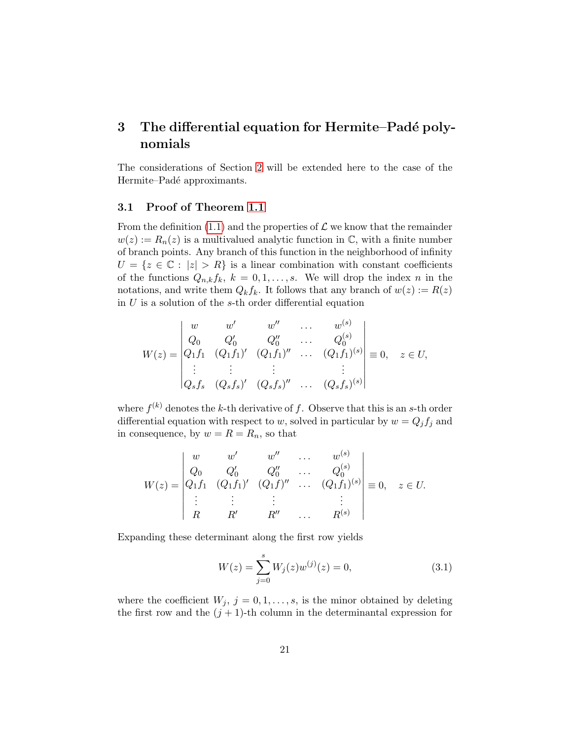# 3 The differential equation for Hermite–Padé polynomials

The considerations of Section 2 will be extended here to the case of the Hermite–Padé approximants.

## 3.1 Proof of Theorem 1.1

From the definition (1.1) and the properties of $\mathcal{L}$ we know that the remainder $w(z) := R_n(z)$ is a multivalued analytic function in $\mathbb{C}$, with a finite number of branch points. Any branch of this function in the neighborhood of infinity $U = \{z \in \mathbb{C} : |z| > R\}$ is a linear combination with constant coefficients of the functions $Q_{n,k} f_k$, $k = 0, 1, \ldots, s$. We will drop the index $n$ in the notations, and write them $Q_k f_k$. It follows that any branch of $w(z) := R(z)$ in $U$ is a solution of the $s$-th order differential equation

$$W(z) = \begin{vmatrix} w & w' & w'' & \dots & w^{(s)} \\ Q_0 & Q_0' & Q_0'' & \dots & Q_0^{(s)} \\ Q_1 f_1 & (Q_1 f_1)' & (Q_1 f_1)'' & \dots & (Q_1 f_1)^{(s)} \\ \vdots & \vdots & \vdots & & \vdots \\ Q_s f_s & (Q_s f_s)' & (Q_s f_s)'' & \dots & (Q_s f_s)^{(s)} \end{vmatrix} \equiv 0, \quad z \in U,$$

where $f^{(k)}$ denotes the $k$-th derivative of $f$. Observe that this is an $s$-th order differential equation with respect to $w$, solved in particular by $w = Q_j f_j$ and in consequence, by $w = R = R_n$, so that

$$W(z) = \begin{vmatrix} w & w' & w'' & \dots & w^{(s)} \\ Q_0 & Q_0' & Q_0'' & \dots & Q_0^{(s)} \\ Q_1 f_1 & (Q_1 f_1)' & (Q_1 f)'' & \dots & (Q_1 f_1)^{(s)} \\ \vdots & \vdots & \vdots & & \vdots \\ R & R' & R'' & \dots & R^{(s)} \end{vmatrix} \equiv 0, \quad z \in U.$$

Expanding these determinant along the first row yields

$$W(z) = \sum_{j=0}^{s} W_j(z) w^{(j)}(z) = 0, \tag{3.1}$$

where the coefficient $W_j$, $j = 0, 1, \ldots, s$, is the minor obtained by deleting the first row and the $(j+1)$-th column in the determinantal expression for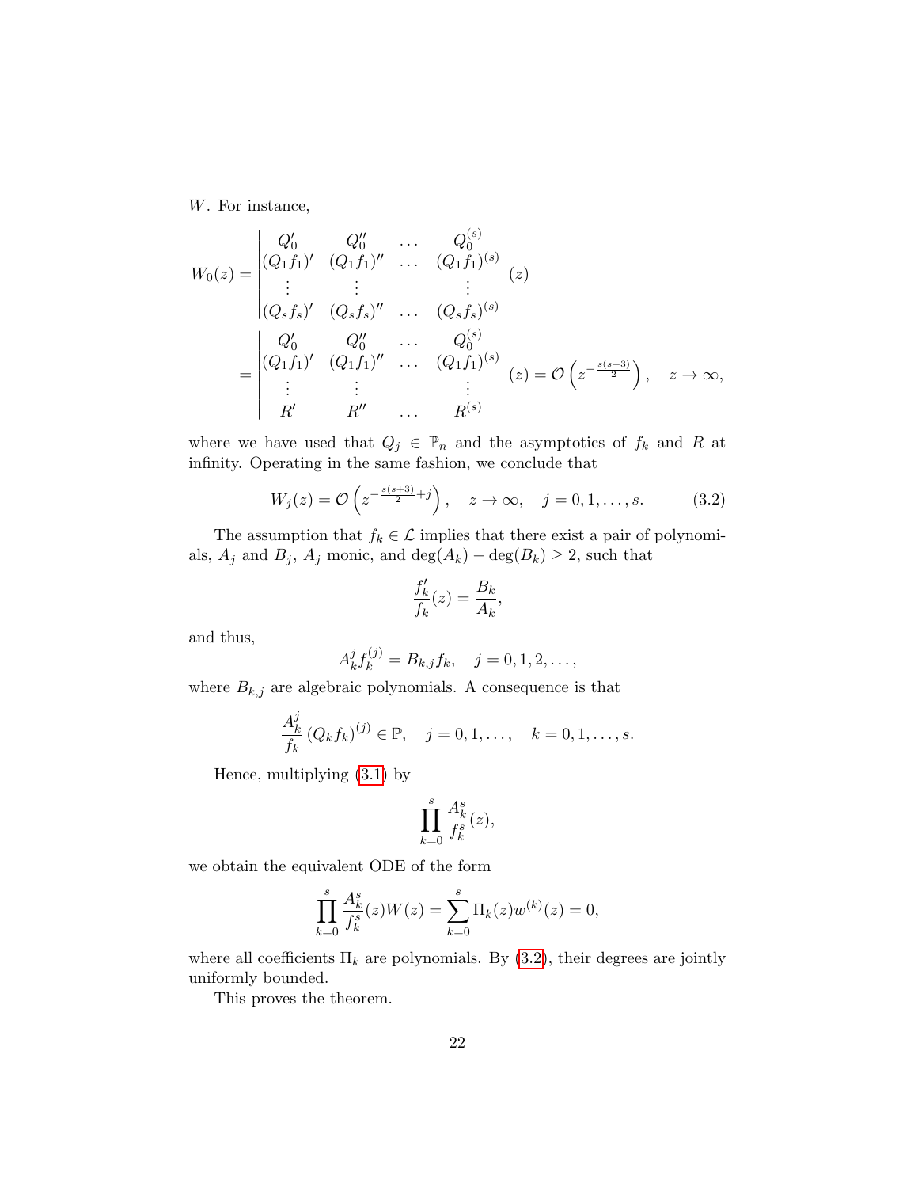$W$. For instance,

$$
\begin{aligned}
W_0(z) &= \begin{vmatrix} Q_0' & Q_0'' & \dots & Q_0^{(s)} \\ (Q_1 f_1)' & (Q_1 f_1)'' & \dots & (Q_1 f_1)^{(s)} \\ \vdots & \vdots & & \vdots \\ (Q_s f_s)' & (Q_s f_s)'' & \dots & (Q_s f_s)^{(s)} \end{vmatrix}(z) \\
&= \begin{vmatrix} Q_0' & Q_0'' & \dots & Q_0^{(s)} \\ (Q_1 f_1)' & (Q_1 f_1)'' & \dots & (Q_1 f_1)^{(s)} \\ \vdots & \vdots & & \vdots \\ R' & R'' & \dots & R^{(s)} \end{vmatrix}(z) = \mathcal{O}\left(z^{-\frac{s(s+3)}{2}}\right), \quad z \to \infty,
\end{aligned}
$$

where we have used that $Q_j \in \mathbb{P}_n$ and the asymptotics of $f_k$ and $R$ at infinity. Operating in the same fashion, we conclude that

$$
W_j(z) = \mathcal{O}\left(z^{-\frac{s(s+3)}{2}+j}\right), \quad z \to \infty, \quad j = 0, 1, \dots, s. \tag{3.2}
$$

The assumption that $f_k \in \mathcal{L}$ implies that there exist a pair of polynomials, $A_j$ and $B_j$, $A_j$ monic, and $\deg(A_k) - \deg(B_k) \geq 2$, such that

$$
\frac{f_k'}{f_k}(z) = \frac{B_k}{A_k},
$$

and thus,

$$
A_k^j f_k^{(j)} = B_{k,j} f_k, \quad j = 0, 1, 2, \dots,
$$

where $B_{k,j}$ are algebraic polynomials. A consequence is that

$$
\frac{A_k^j}{f_k} (Q_k f_k)^{(j)} \in \mathbb{P}, \quad j = 0, 1, \dots, \quad k = 0, 1, \dots, s.
$$

Hence, multiplying (3.1) by

$$
\prod_{k=0}^{s} \frac{A_k^s}{f_k^s}(z),
$$

we obtain the equivalent ODE of the form

$$
\prod_{k=0}^{s} \frac{A_k^s}{f_k^s}(z) W(z) = \sum_{k=0}^{s} \Pi_k(z) w^{(k)}(z) = 0,
$$

where all coefficients $\Pi_k$ are polynomials. By (3.2), their degrees are jointly uniformly bounded.

This proves the theorem.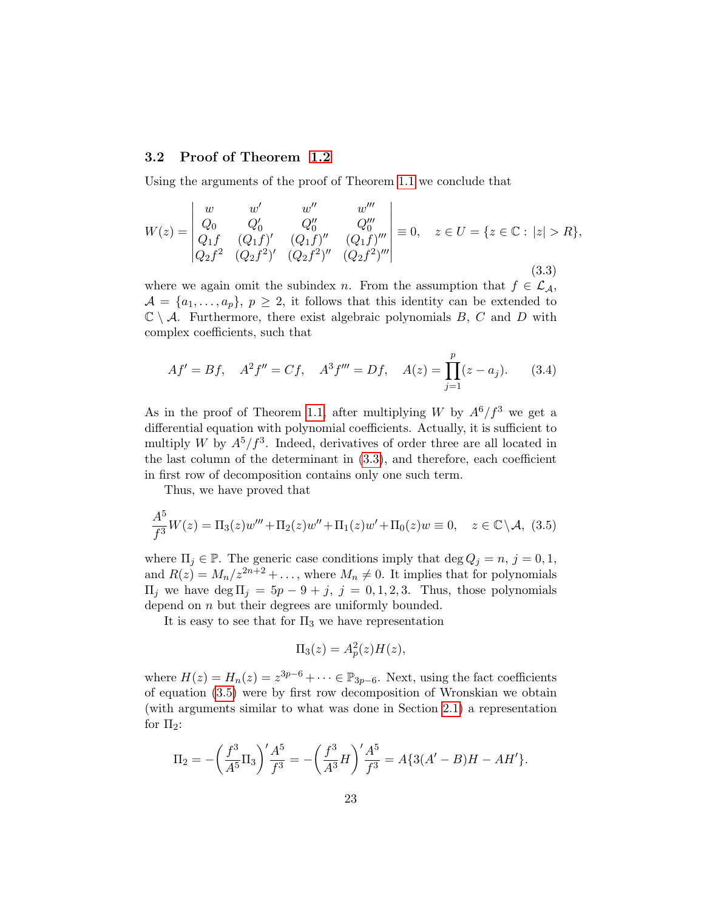### 3.2 Proof of Theorem 1.2

Using the arguments of the proof of Theorem 1.1 we conclude that

$$W(z) = \begin{vmatrix} w & w' & w'' & w''' \\ Q_0 & Q_0' & Q_0'' & Q_0''' \\ Q_1 f & (Q_1 f)' & (Q_1 f)'' & (Q_1 f)''' \\ Q_2 f^2 & (Q_2 f^2)' & (Q_2 f^2)'' & (Q_2 f^2)''' \end{vmatrix} \equiv 0, \quad z \in U = \{z \in \mathbb{C} : |z| > R\}, \tag{3.3}$$

where we again omit the subindex $n$. From the assumption that $f \in \mathcal{L}_{\mathcal{A}}$, $\mathcal{A} = \{a_1, \ldots, a_p\}$, $p \geq 2$, it follows that this identity can be extended to $\mathbb{C} \setminus \mathcal{A}$. Furthermore, there exist algebraic polynomials $B$, $C$ and $D$ with complex coefficients, such that

$$Af' = Bf, \quad A^2 f'' = Cf, \quad A^3 f''' = Df, \quad A(z) = \prod_{j=1}^{p} (z - a_j). \tag{3.4}$$

As in the proof of Theorem 1.1, after multiplying $W$ by $A^6/f^3$ we get a differential equation with polynomial coefficients. Actually, it is sufficient to multiply $W$ by $A^5/f^3$. Indeed, derivatives of order three are all located in the last column of the determinant in (3.3), and therefore, each coefficient in first row of decomposition contains only one such term.

Thus, we have proved that

$$\frac{A^5}{f^3} W(z) = \Pi_3(z) w''' + \Pi_2(z) w'' + \Pi_1(z) w' + \Pi_0(z) w \equiv 0, \quad z \in \mathbb{C} \setminus \mathcal{A}, \tag{3.5}$$

where $\Pi_j \in \mathbb{P}$. The generic case conditions imply that $\deg Q_j = n$, $j = 0, 1$, and $R(z) = M_n / z^{2n+2} + \ldots$, where $M_n \neq 0$. It implies that for polynomials $\Pi_j$ we have $\deg \Pi_j = 5p - 9 + j$, $j = 0, 1, 2, 3$. Thus, those polynomials depend on $n$ but their degrees are uniformly bounded.

It is easy to see that for $\Pi_3$ we have representation

$$\Pi_3(z) = A_p^2(z) H(z),$$

where $H(z) = H_n(z) = z^{3p-6} + \cdots \in \mathbb{P}_{3p-6}$. Next, using the fact coefficients of equation (3.5) were by first row decomposition of Wronskian we obtain (with arguments similar to what was done in Section 2.1) a representation for $\Pi_2$:

$$\Pi_2 = -\left( \frac{f^3}{A^5} \Pi_3 \right)' \frac{A^5}{f^3} = -\left( \frac{f^3}{A^3} H \right)' \frac{A^5}{f^3} = A\{3(A' - B)H - AH'\}.$$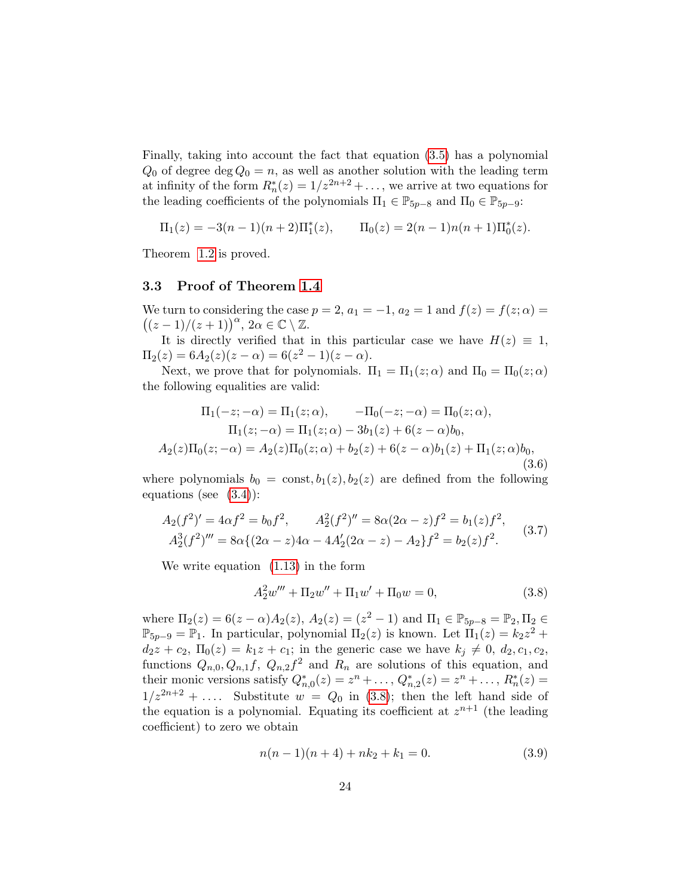Finally, taking into account the fact that equation (3.5) has a polynomial $Q_0$ of degree $\deg Q_0 = n$, as well as another solution with the leading term at infinity of the form $R_n^*(z) = 1/z^{2n+2} + \dots$, we arrive at two equations for the leading coefficients of the polynomials $\Pi_1 \in \mathbb{P}_{5p-8}$ and $\Pi_0 \in \mathbb{P}_{5p-9}$:

$$\Pi_1(z) = -3(n-1)(n+2)\Pi_1^*(z), \qquad \Pi_0(z) = 2(n-1)n(n+1)\Pi_0^*(z).$$

Theorem 1.2 is proved.

### 3.3 Proof of Theorem 1.4

We turn to considering the case $p = 2$, $a_1 = -1$, $a_2 = 1$ and $f(z) = f(z;\alpha) = \big((z-1)/(z+1)\big)^\alpha$, $2\alpha \in \mathbb{C} \setminus \mathbb{Z}$.

It is directly verified that in this particular case we have $H(z) \equiv 1$, $\Pi_2(z) = 6A_2(z)(z-\alpha) = 6(z^2-1)(z-\alpha)$.

Next, we prove that for polynomials. $\Pi_1 = \Pi_1(z;\alpha)$ and $\Pi_0 = \Pi_0(z;\alpha)$ the following equalities are valid:

$$
\begin{gathered}
\Pi_1(-z;-\alpha) = \Pi_1(z;\alpha), \qquad -\Pi_0(-z;-\alpha) = \Pi_0(z;\alpha),\\
\Pi_1(z;-\alpha) = \Pi_1(z;\alpha) - 3b_1(z) + 6(z-\alpha)b_0,\\
A_2(z)\Pi_0(z;-\alpha) = A_2(z)\Pi_0(z;\alpha) + b_2(z) + 6(z-\alpha)b_1(z) + \Pi_1(z;\alpha)b_0,
\end{gathered}
\tag{3.6}
$$

where polynomials $b_0 = \text{const}, b_1(z), b_2(z)$ are defined from the following equations (see (3.4)):

$$
\begin{gathered}
A_2(f^2)' = 4\alpha f^2 = b_0 f^2, \qquad A_2^2(f^2)'' = 8\alpha(2\alpha - z)f^2 = b_1(z)f^2,\\
A_2^3(f^2)''' = 8\alpha\{(2\alpha - z)4\alpha - 4A_2'(2\alpha - z) - A_2\}f^2 = b_2(z)f^2.
\end{gathered}
\tag{3.7}
$$

We write equation (1.13) in the form

$$A_2^2 w''' + \Pi_2 w'' + \Pi_1 w' + \Pi_0 w = 0, \tag{3.8}$$

where $\Pi_2(z) = 6(z-\alpha)A_2(z)$, $A_2(z) = (z^2-1)$ and $\Pi_1 \in \mathbb{P}_{5p-8} = \mathbb{P}_2, \Pi_2 \in \mathbb{P}_{5p-9} = \mathbb{P}_1$. In particular, polynomial $\Pi_2(z)$ is known. Let $\Pi_1(z) = k_2 z^2 + d_2 z + c_2$, $\Pi_0(z) = k_1 z + c_1$; in the generic case we have $k_j \neq 0$, $d_2, c_1, c_2$, functions $Q_{n,0}, Q_{n,1}f$, $Q_{n,2}f^2$ and $R_n$ are solutions of this equation, and their monic versions satisfy $Q_{n,0}^*(z) = z^n + \dots$, $Q_{n,2}^*(z) = z^n + \dots$, $R_n^*(z) = 1/z^{2n+2} + \dots$. Substitute $w = Q_0$ in (3.8); then the left hand side of the equation is a polynomial. Equating its coefficient at $z^{n+1}$ (the leading coefficient) to zero we obtain

$$n(n-1)(n+4) + nk_2 + k_1 = 0. \tag{3.9}$$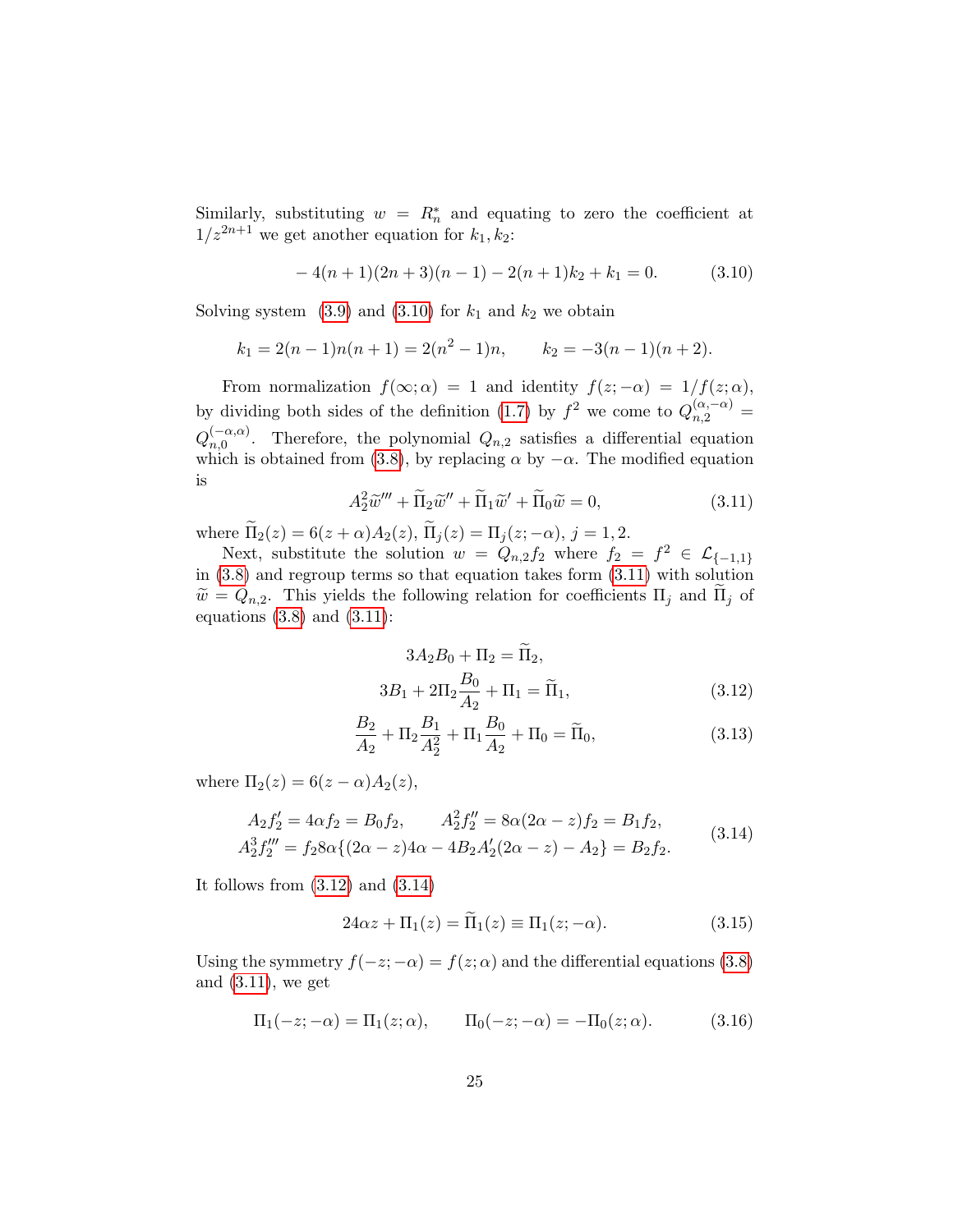Similarly, substituting $w = R_n^*$ and equating to zero the coefficient at $1/z^{2n+1}$ we get another equation for $k_1, k_2$:

$$-4(n+1)(2n+3)(n-1) - 2(n+1)k_2 + k_1 = 0. \tag{3.10}$$

Solving system (3.9) and (3.10) for $k_1$ and $k_2$ we obtain

$$k_1 = 2(n-1)n(n+1) = 2(n^2-1)n, \qquad k_2 = -3(n-1)(n+2).$$

From normalization $f(\infty;\alpha) = 1$ and identity $f(z;-\alpha) = 1/f(z;\alpha)$, by dividing both sides of the definition (1.7) by $f^2$ we come to $Q_{n,2}^{(\alpha,-\alpha)} = Q_{n,0}^{(-\alpha,\alpha)}$. Therefore, the polynomial $Q_{n,2}$ satisfies a differential equation which is obtained from (3.8), by replacing $\alpha$ by $-\alpha$. The modified equation is

$$A_2^2\widetilde{w}''' + \widetilde{\Pi}_2\widetilde{w}'' + \widetilde{\Pi}_1\widetilde{w}' + \widetilde{\Pi}_0\widetilde{w} = 0, \tag{3.11}$$

where $\widetilde{\Pi}_2(z) = 6(z+\alpha)A_2(z)$, $\widetilde{\Pi}_j(z) = \Pi_j(z;-\alpha)$, $j = 1,2$.

Next, substitute the solution $w = Q_{n,2}f_2$ where $f_2 = f^2 \in \mathcal{L}_{\{-1,1\}}$ in (3.8) and regroup terms so that equation takes form (3.11) with solution $\widetilde{w} = Q_{n,2}$. This yields the following relation for coefficients $\Pi_j$ and $\widetilde{\Pi}_j$ of equations (3.8) and (3.11):

$$3A_2B_0 + \Pi_2 = \widetilde{\Pi}_2,$$

$$3B_1 + 2\Pi_2\frac{B_0}{A_2} + \Pi_1 = \widetilde{\Pi}_1, \tag{3.12}$$

$$\frac{B_2}{A_2} + \Pi_2\frac{B_1}{A_2^2} + \Pi_1\frac{B_0}{A_2} + \Pi_0 = \widetilde{\Pi}_0, \tag{3.13}$$

where $\Pi_2(z) = 6(z-\alpha)A_2(z)$,

$$\begin{aligned} A_2f_2' &= 4\alpha f_2 = B_0f_2, \qquad A_2^2f_2'' = 8\alpha(2\alpha - z)f_2 = B_1f_2, \\ A_2^3f_2''' &= f_2 8\alpha\{(2\alpha - z)4\alpha - 4B_2A_2'(2\alpha - z) - A_2\} = B_2f_2. \end{aligned} \tag{3.14}$$

It follows from (3.12) and (3.14)

$$24\alpha z + \Pi_1(z) = \widetilde{\Pi}_1(z) \equiv \Pi_1(z;-\alpha). \tag{3.15}$$

Using the symmetry $f(-z;-\alpha) = f(z;\alpha)$ and the differential equations (3.8) and (3.11), we get

$$\Pi_1(-z;-\alpha) = \Pi_1(z;\alpha), \qquad \Pi_0(-z;-\alpha) = -\Pi_0(z;\alpha). \tag{3.16}$$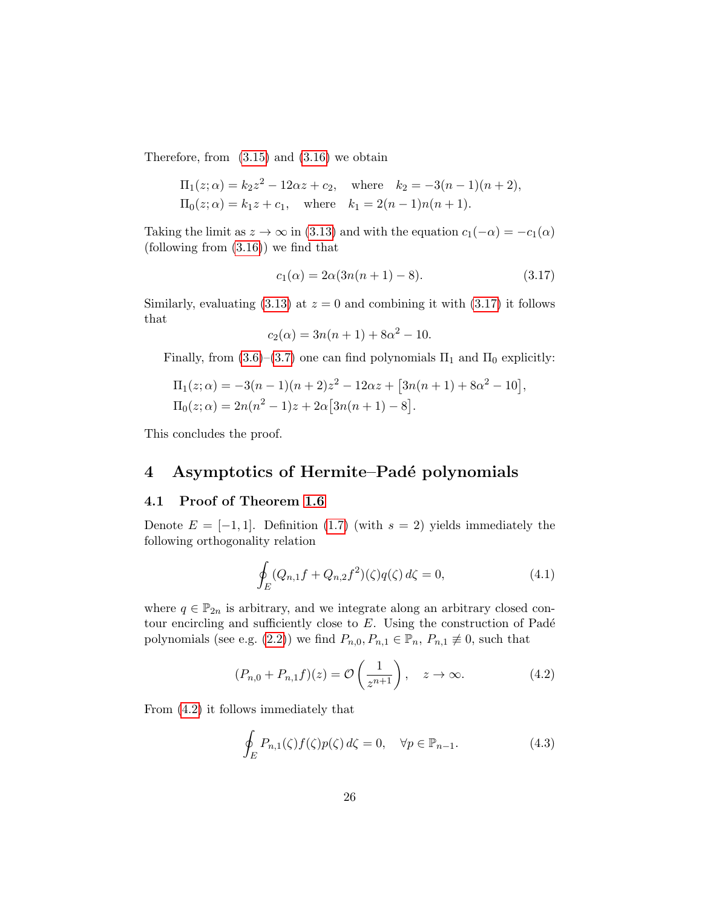Therefore, from (3.15) and (3.16) we obtain

$$
\begin{aligned}
\Pi_1(z;\alpha) &= k_2 z^2 - 12\alpha z + c_2, \quad \text{where} \quad k_2 = -3(n-1)(n+2),\\
\Pi_0(z;\alpha) &= k_1 z + c_1, \quad \text{where} \quad k_1 = 2(n-1)n(n+1).
\end{aligned}
$$

Taking the limit as $z \to \infty$ in (3.13) and with the equation $c_1(-\alpha) = -c_1(\alpha)$ (following from (3.16)) we find that

$$
c_1(\alpha) = 2\alpha(3n(n+1) - 8). \tag{3.17}
$$

Similarly, evaluating (3.13) at $z = 0$ and combining it with (3.17) it follows that

$$
c_2(\alpha) = 3n(n+1) + 8\alpha^2 - 10.
$$

Finally, from (3.6)–(3.7) one can find polynomials $\Pi_1$ and $\Pi_0$ explicitly:

$$
\begin{aligned}
\Pi_1(z;\alpha) &= -3(n-1)(n+2)z^2 - 12\alpha z + \big[3n(n+1) + 8\alpha^2 - 10\big],\\
\Pi_0(z;\alpha) &= 2n(n^2-1)z + 2\alpha\big[3n(n+1) - 8\big].
\end{aligned}
$$

This concludes the proof.

# 4 Asymptotics of Hermite–Padé polynomials

## 4.1 Proof of Theorem 1.6

Denote $E = [-1,1]$. Definition (1.7) (with $s = 2$) yields immediately the following orthogonality relation

$$
\oint_E (Q_{n,1}f + Q_{n,2}f^2)(\zeta)q(\zeta)\,d\zeta = 0, \tag{4.1}
$$

where $q \in \mathbb{P}_{2n}$ is arbitrary, and we integrate along an arbitrary closed contour encircling and sufficiently close to $E$. Using the construction of Padé polynomials (see e.g. (2.2)) we find $P_{n,0}, P_{n,1} \in \mathbb{P}_n$, $P_{n,1} \not\equiv 0$, such that

$$
(P_{n,0} + P_{n,1}f)(z) = \mathcal{O}\left(\frac{1}{z^{n+1}}\right), \quad z \to \infty. \tag{4.2}
$$

From (4.2) it follows immediately that

$$
\oint_E P_{n,1}(\zeta)f(\zeta)p(\zeta)\,d\zeta = 0, \quad \forall p \in \mathbb{P}_{n-1}. \tag{4.3}
$$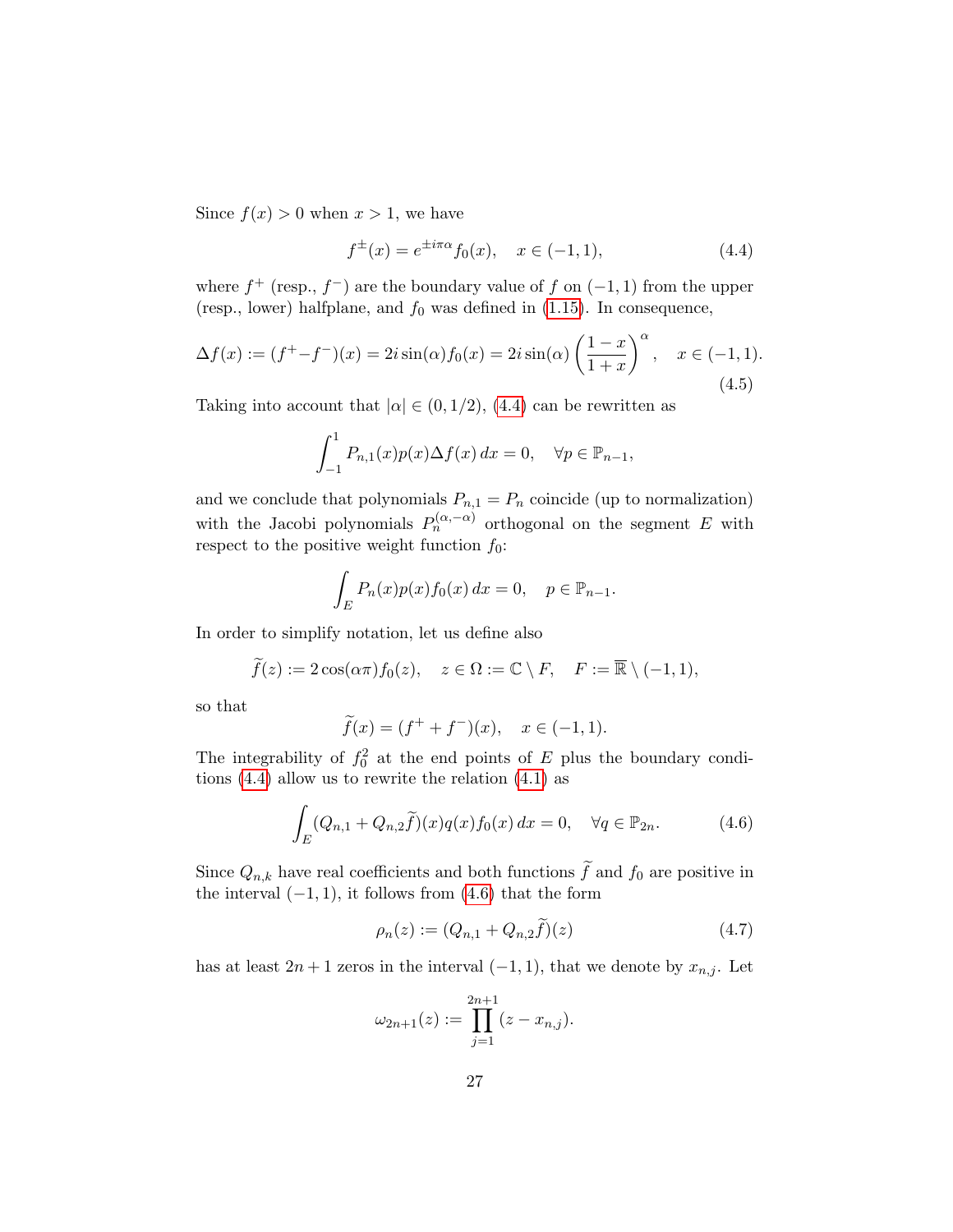Since $f(x) > 0$ when $x > 1$, we have

$$f^{\pm}(x) = e^{\pm i\pi\alpha} f_0(x), \quad x \in (-1,1), \tag{4.4}$$

where $f^+$ (resp., $f^-$) are the boundary value of $f$ on $(-1,1)$ from the upper (resp., lower) halfplane, and $f_0$ was defined in (1.15). In consequence,

$$\Delta f(x) := (f^+ - f^-)(x) = 2i\sin(\alpha) f_0(x) = 2i\sin(\alpha)\left(\frac{1-x}{1+x}\right)^{\alpha}, \quad x \in (-1,1). \tag{4.5}$$

Taking into account that $|\alpha| \in (0, 1/2)$, (4.4) can be rewritten as

$$\int_{-1}^{1} P_{n,1}(x) p(x) \Delta f(x)\, dx = 0, \quad \forall p \in \mathbb{P}_{n-1},$$

and we conclude that polynomials $P_{n,1} = P_n$ coincide (up to normalization) with the Jacobi polynomials $P_n^{(\alpha,-\alpha)}$ orthogonal on the segment $E$ with respect to the positive weight function $f_0$:

$$\int_E P_n(x) p(x) f_0(x)\, dx = 0, \quad p \in \mathbb{P}_{n-1}.$$

In order to simplify notation, let us define also

$$\widetilde{f}(z) := 2\cos(\alpha\pi) f_0(z), \quad z \in \Omega := \mathbb{C} \setminus F, \quad F := \overline{\mathbb{R}} \setminus (-1,1),$$

so that

$$\widetilde{f}(x) = (f^+ + f^-)(x), \quad x \in (-1,1).$$

The integrability of $f_0^2$ at the end points of $E$ plus the boundary conditions (4.4) allow us to rewrite the relation (4.1) as

$$\int_E (Q_{n,1} + Q_{n,2}\widetilde{f})(x) q(x) f_0(x)\, dx = 0, \quad \forall q \in \mathbb{P}_{2n}. \tag{4.6}$$

Since $Q_{n,k}$ have real coefficients and both functions $\widetilde{f}$ and $f_0$ are positive in the interval $(-1,1)$, it follows from (4.6) that the form

$$\rho_n(z) := (Q_{n,1} + Q_{n,2}\widetilde{f})(z) \tag{4.7}$$

has at least $2n+1$ zeros in the interval $(-1,1)$, that we denote by $x_{n,j}$. Let

$$\omega_{2n+1}(z) := \prod_{j=1}^{2n+1} (z - x_{n,j}).$$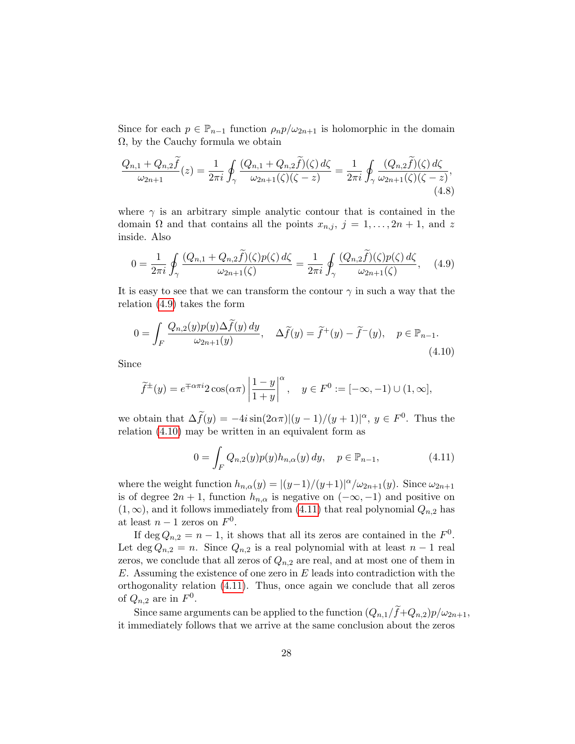Since for each $p \in \mathbb{P}_{n-1}$ function $\rho_n p/\omega_{2n+1}$ is holomorphic in the domain $\Omega$, by the Cauchy formula we obtain

$$\frac{Q_{n,1} + Q_{n,2}\widetilde{f}}{\omega_{2n+1}}(z) = \frac{1}{2\pi i}\oint_\gamma \frac{(Q_{n,1} + Q_{n,2}\widetilde{f})(\zeta)\,d\zeta}{\omega_{2n+1}(\zeta)(\zeta - z)} = \frac{1}{2\pi i}\oint_\gamma \frac{(Q_{n,2}\widetilde{f})(\zeta)\,d\zeta}{\omega_{2n+1}(\zeta)(\zeta - z)}, \tag{4.8}$$

where $\gamma$ is an arbitrary simple analytic contour that is contained in the domain $\Omega$ and that contains all the points $x_{n,j}$, $j = 1, \dots, 2n+1$, and $z$ inside. Also

$$0 = \frac{1}{2\pi i}\oint_\gamma \frac{(Q_{n,1} + Q_{n,2}\widetilde{f})(\zeta)p(\zeta)\,d\zeta}{\omega_{2n+1}(\zeta)} = \frac{1}{2\pi i}\oint_\gamma \frac{(Q_{n,2}\widetilde{f})(\zeta)p(\zeta)\,d\zeta}{\omega_{2n+1}(\zeta)}, \tag{4.9}$$

It is easy to see that we can transform the contour $\gamma$ in such a way that the relation (4.9) takes the form

$$0 = \int_F \frac{Q_{n,2}(y)p(y)\Delta\widetilde{f}(y)\,dy}{\omega_{2n+1}(y)}, \quad \Delta\widetilde{f}(y) = \widetilde{f}^+(y) - \widetilde{f}^-(y), \quad p \in \mathbb{P}_{n-1}. \tag{4.10}$$

Since

$$\widetilde{f}^\pm(y) = e^{\mp\alpha\pi i}2\cos(\alpha\pi)\left|\frac{1-y}{1+y}\right|^\alpha, \quad y \in F^0 := [-\infty, -1) \cup (1, \infty],$$

we obtain that $\Delta\widetilde{f}(y) = -4i\sin(2\alpha\pi)|(y-1)/(y+1)|^\alpha$, $y \in F^0$. Thus the relation (4.10) may be written in an equivalent form as

$$0 = \int_F Q_{n,2}(y)p(y)h_{n,\alpha}(y)\,dy, \quad p \in \mathbb{P}_{n-1}, \tag{4.11}$$

where the weight function $h_{n,\alpha}(y) = |(y-1)/(y+1)|^\alpha/\omega_{2n+1}(y)$. Since $\omega_{2n+1}$ is of degree $2n+1$, function $h_{n,\alpha}$ is negative on $(-\infty, -1)$ and positive on $(1, \infty)$, and it follows immediately from (4.11) that real polynomial $Q_{n,2}$ has at least $n-1$ zeros on $F^0$.

If $\deg Q_{n,2} = n-1$, it shows that all its zeros are contained in the $F^0$. Let $\deg Q_{n,2} = n$. Since $Q_{n,2}$ is a real polynomial with at least $n-1$ real zeros, we conclude that all zeros of $Q_{n,2}$ are real, and at most one of them in $E$. Assuming the existence of one zero in $E$ leads into contradiction with the orthogonality relation (4.11). Thus, once again we conclude that all zeros of $Q_{n,2}$ are in $F^0$.

Since same arguments can be applied to the function $(Q_{n,1}/\widetilde{f} + Q_{n,2})p/\omega_{2n+1}$, it immediately follows that we arrive at the same conclusion about the zeros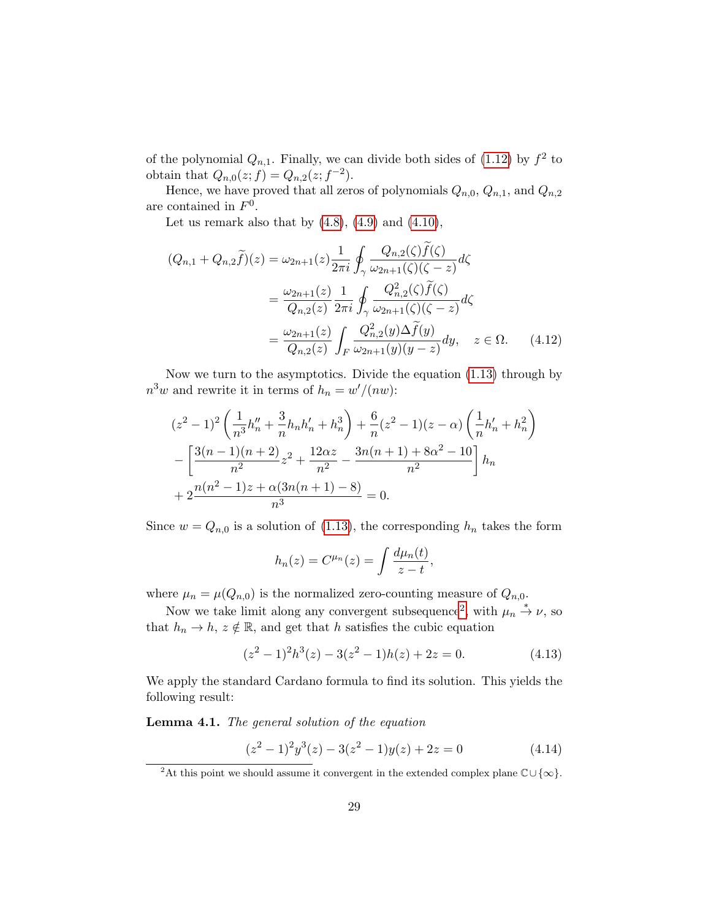of the polynomial $Q_{n,1}$. Finally, we can divide both sides of (1.12) by $f^2$ to obtain that $Q_{n,0}(z;f) = Q_{n,2}(z;f^{-2})$.

Hence, we have proved that all zeros of polynomials $Q_{n,0}$, $Q_{n,1}$, and $Q_{n,2}$ are contained in $F^0$.

Let us remark also that by (4.8), (4.9) and (4.10),

$$
\begin{aligned}
(Q_{n,1} + Q_{n,2}\widetilde{f})(z) &= \omega_{2n+1}(z)\frac{1}{2\pi i}\oint_\gamma \frac{Q_{n,2}(\zeta)\widetilde{f}(\zeta)}{\omega_{2n+1}(\zeta)(\zeta - z)}d\zeta \\
&= \frac{\omega_{2n+1}(z)}{Q_{n,2}(z)}\frac{1}{2\pi i}\oint_\gamma \frac{Q_{n,2}^2(\zeta)\widetilde{f}(\zeta)}{\omega_{2n+1}(\zeta)(\zeta - z)}d\zeta \\
&= \frac{\omega_{2n+1}(z)}{Q_{n,2}(z)}\int_F \frac{Q_{n,2}^2(y)\Delta\widetilde{f}(y)}{\omega_{2n+1}(y)(y - z)}dy, \quad z \in \Omega. \qquad (4.12)
\end{aligned}
$$

Now we turn to the asymptotics. Divide the equation (1.13) through by $n^3 w$ and rewrite it in terms of $h_n = w'/(nw)$:

$$
\begin{aligned}
&(z^2-1)^2\left(\frac{1}{n^3}h_n'' + \frac{3}{n}h_n h_n' + h_n^3\right) + \frac{6}{n}(z^2-1)(z-\alpha)\left(\frac{1}{n}h_n' + h_n^2\right) \\
&- \left[\frac{3(n-1)(n+2)}{n^2}z^2 + \frac{12\alpha z}{n^2} - \frac{3n(n+1) + 8\alpha^2 - 10}{n^2}\right]h_n \\
&+ 2\frac{n(n^2-1)z + \alpha(3n(n+1) - 8)}{n^3} = 0.
\end{aligned}
$$

Since $w = Q_{n,0}$ is a solution of (1.13), the corresponding $h_n$ takes the form

$$
h_n(z) = C^{\mu_n}(z) = \int \frac{d\mu_n(t)}{z - t},
$$

where $\mu_n = \mu(Q_{n,0})$ is the normalized zero-counting measure of $Q_{n,0}$.

Now we take limit along any convergent subsequence[2], with $\mu_n \xrightarrow{*} \nu$, so that $h_n \to h$, $z \notin \mathbb{R}$, and get that $h$ satisfies the cubic equation

$$
(z^2-1)^2 h^3(z) - 3(z^2-1)h(z) + 2z = 0. \qquad (4.13)
$$

We apply the standard Cardano formula to find its solution. This yields the following result:

**Lemma 4.1.** *The general solution of the equation*

$$
(z^2-1)^2 y^3(z) - 3(z^2-1)y(z) + 2z = 0 \qquad (4.14)
$$

[2] At this point we should assume it convergent in the extended complex plane $\mathbb{C} \cup \{\infty\}$.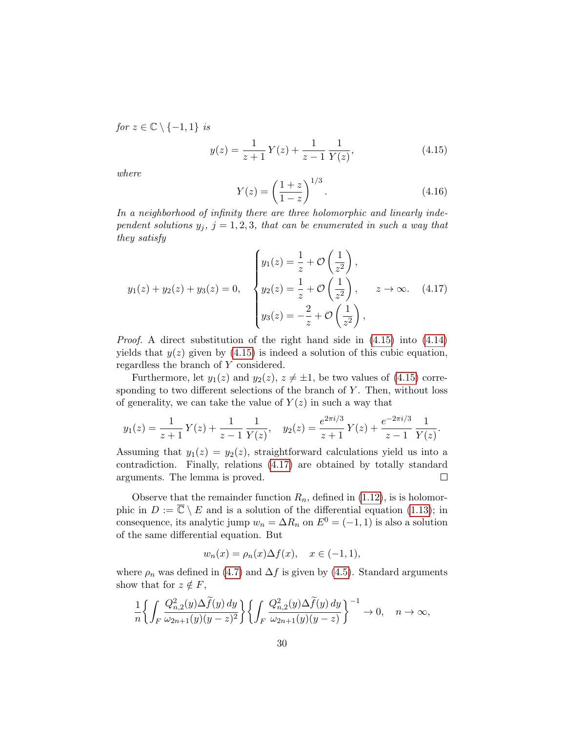*for* $z \in \mathbb{C} \setminus \{-1, 1\}$ *is*

$$y(z) = \frac{1}{z+1}\, Y(z) + \frac{1}{z-1}\, \frac{1}{Y(z)}, \tag{4.15}$$

*where*

$$Y(z) = \left(\frac{1+z}{1-z}\right)^{1/3}. \tag{4.16}$$

*In a neighborhood of infinity there are three holomorphic and linearly independent solutions* $y_j$, $j = 1, 2, 3$, *that can be enumerated in such a way that they satisfy*

$$y_1(z) + y_2(z) + y_3(z) = 0, \quad \begin{cases} y_1(z) = \dfrac{1}{z} + \mathcal{O}\left(\dfrac{1}{z^2}\right), \\ y_2(z) = \dfrac{1}{z} + \mathcal{O}\left(\dfrac{1}{z^2}\right), \\ y_3(z) = -\dfrac{2}{z} + \mathcal{O}\left(\dfrac{1}{z^2}\right), \end{cases} \quad z \to \infty. \tag{4.17}$$

*Proof.* A direct substitution of the right hand side in (4.15) into (4.14) yields that $y(z)$ given by (4.15) is indeed a solution of this cubic equation, regardless the branch of $Y$ considered.

Furthermore, let $y_1(z)$ and $y_2(z)$, $z \neq \pm 1$, be two values of (4.15) corresponding to two different selections of the branch of $Y$. Then, without loss of generality, we can take the value of $Y(z)$ in such a way that

$$y_1(z) = \frac{1}{z+1}\, Y(z) + \frac{1}{z-1}\, \frac{1}{Y(z)}, \quad y_2(z) = \frac{e^{2\pi i/3}}{z+1}\, Y(z) + \frac{e^{-2\pi i/3}}{z-1}\, \frac{1}{Y(z)}.$$

Assuming that $y_1(z) = y_2(z)$, straightforward calculations yield us into a contradiction. Finally, relations (4.17) are obtained by totally standard arguments. The lemma is proved. $\square$

Observe that the remainder function $R_n$, defined in (1.12), is is holomorphic in $D := \overline{\mathbb{C}} \setminus E$ and is a solution of the differential equation (1.13); in consequence, its analytic jump $w_n = \Delta R_n$ on $E^0 = (-1, 1)$ is also a solution of the same differential equation. But

$$w_n(x) = \rho_n(x) \Delta f(x), \quad x \in (-1, 1),$$

where $\rho_n$ was defined in (4.7) and $\Delta f$ is given by (4.5). Standard arguments show that for $z \notin F$,

$$\frac{1}{n} \left\{ \int_F \frac{Q_{n,2}^2(y) \Delta \widetilde{f}(y)\, dy}{\omega_{2n+1}(y)(y-z)^2} \right\} \left\{ \int_F \frac{Q_{n,2}^2(y) \Delta \widetilde{f}(y)\, dy}{\omega_{2n+1}(y)(y-z)} \right\}^{-1} \to 0, \quad n \to \infty,$$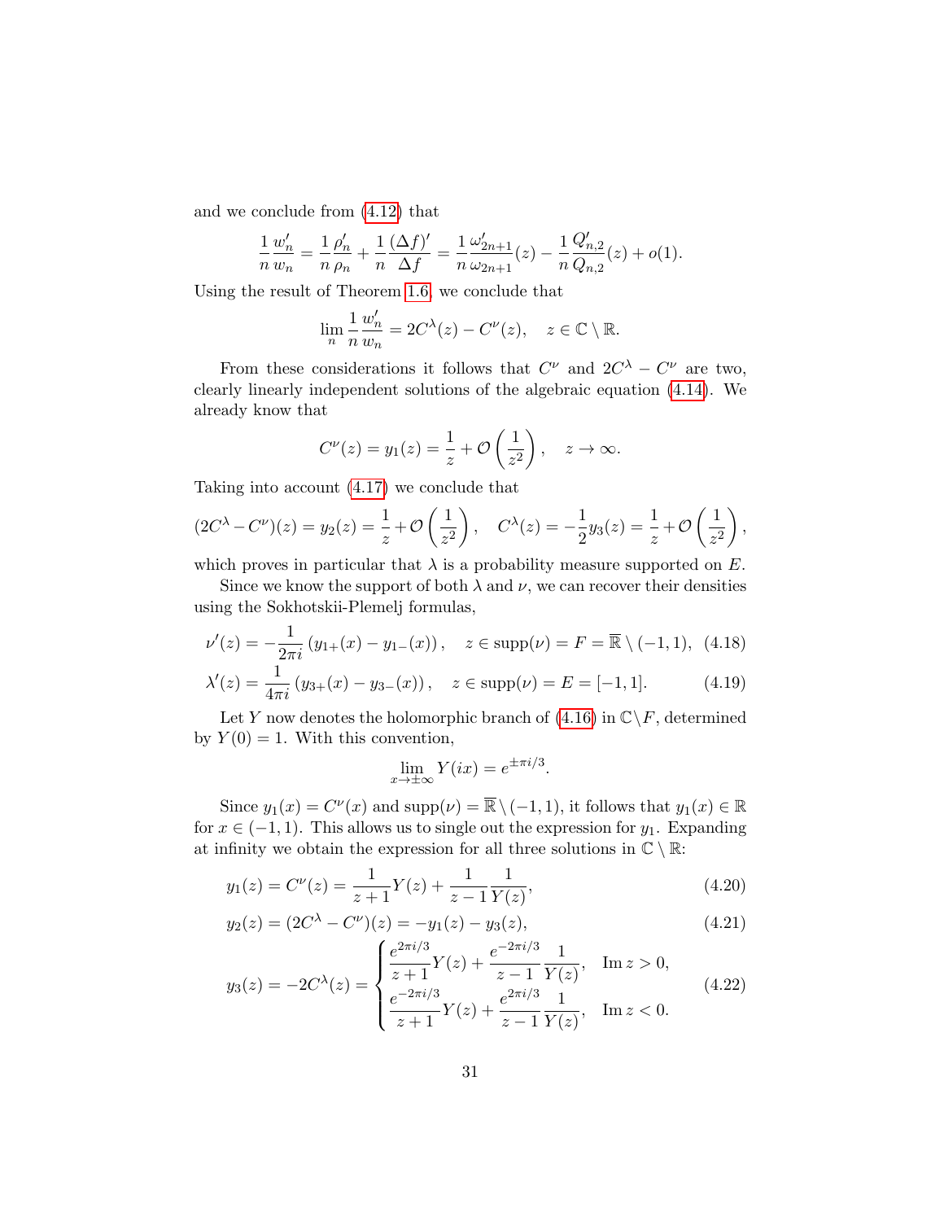and we conclude from (4.12) that

$$
\frac{1}{n}\frac{w_n'}{w_n} = \frac{1}{n}\frac{\rho_n'}{\rho_n} + \frac{1}{n}\frac{(\Delta f)'}{\Delta f} = \frac{1}{n}\frac{\omega_{2n+1}'}{\omega_{2n+1}}(z) - \frac{1}{n}\frac{Q_{n,2}'}{Q_{n,2}}(z) + o(1).
$$

Using the result of Theorem 1.6, we conclude that

$$
\lim_n \frac{1}{n}\frac{w_n'}{w_n} = 2C^\lambda(z) - C^\nu(z), \quad z \in \mathbb{C}\setminus\mathbb{R}.
$$

From these considerations it follows that $C^\nu$ and $2C^\lambda - C^\nu$ are two, clearly linearly independent solutions of the algebraic equation (4.14). We already know that

$$
C^\nu(z) = y_1(z) = \frac{1}{z} + \mathcal{O}\left(\frac{1}{z^2}\right), \quad z \to \infty.
$$

Taking into account (4.17) we conclude that

$$
(2C^\lambda - C^\nu)(z) = y_2(z) = \frac{1}{z} + \mathcal{O}\left(\frac{1}{z^2}\right), \quad C^\lambda(z) = -\frac{1}{2}y_3(z) = \frac{1}{z} + \mathcal{O}\left(\frac{1}{z^2}\right),
$$

which proves in particular that $\lambda$ is a probability measure supported on $E$.

Since we know the support of both $\lambda$ and $\nu$, we can recover their densities using the Sokhotskii-Plemelj formulas,

$$
\nu'(z) = -\frac{1}{2\pi i}\left(y_{1+}(x) - y_{1-}(x)\right), \quad z \in \operatorname{supp}(\nu) = F = \overline{\mathbb{R}}\setminus(-1,1), \tag{4.18}
$$

$$
\lambda'(z) = \frac{1}{4\pi i}\left(y_{3+}(x) - y_{3-}(x)\right), \quad z \in \operatorname{supp}(\nu) = E = [-1,1]. \tag{4.19}
$$

Let $Y$ now denotes the holomorphic branch of (4.16) in $\mathbb{C}\setminus F$, determined by $Y(0) = 1$. With this convention,

$$
\lim_{x\to\pm\infty} Y(ix) = e^{\pm\pi i/3}.
$$

Since $y_1(x) = C^\nu(x)$ and $\operatorname{supp}(\nu) = \overline{\mathbb{R}}\setminus(-1,1)$, it follows that $y_1(x) \in \mathbb{R}$ for $x \in (-1,1)$. This allows us to single out the expression for $y_1$. Expanding at infinity we obtain the expression for all three solutions in $\mathbb{C}\setminus\mathbb{R}$:

$$
y_1(z) = C^\nu(z) = \frac{1}{z+1}Y(z) + \frac{1}{z-1}\frac{1}{Y(z)}, \tag{4.20}
$$

$$
y_2(z) = (2C^\lambda - C^\nu)(z) = -y_1(z) - y_3(z), \tag{4.21}
$$

$$
y_3(z) = -2C^\lambda(z) = \begin{cases} \dfrac{e^{2\pi i/3}}{z+1}Y(z) + \dfrac{e^{-2\pi i/3}}{z-1}\dfrac{1}{Y(z)}, & \operatorname{Im} z > 0, \\[2ex] \dfrac{e^{-2\pi i/3}}{z+1}Y(z) + \dfrac{e^{2\pi i/3}}{z-1}\dfrac{1}{Y(z)}, & \operatorname{Im} z < 0. \end{cases} \tag{4.22}
$$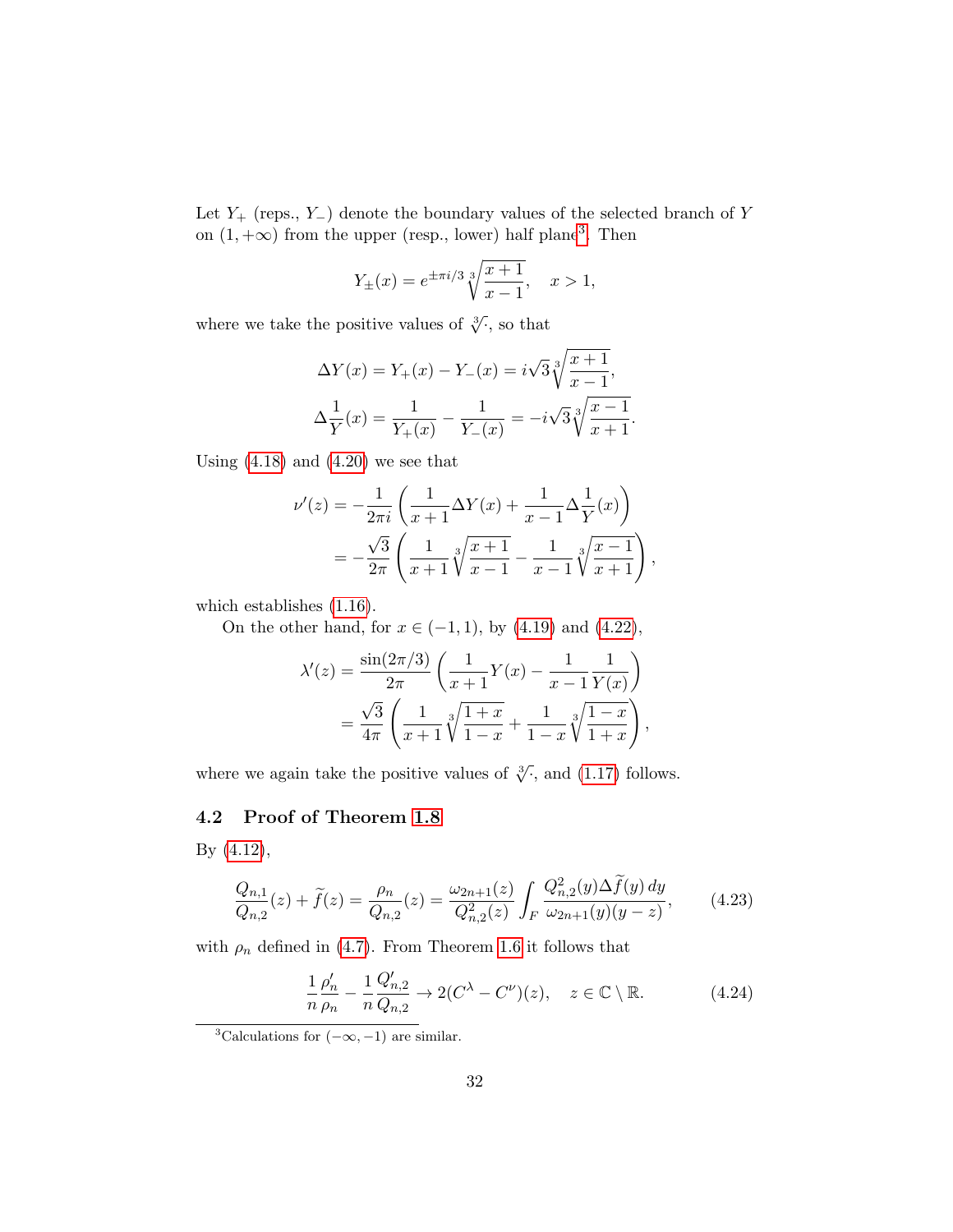Let $Y_+$ (reps., $Y_-$) denote the boundary values of the selected branch of $Y$ on $(1, +\infty)$ from the upper (resp., lower) half plane[3]. Then

$$Y_\pm(x) = e^{\pm\pi i/3}\sqrt[3]{\frac{x+1}{x-1}}, \quad x > 1,$$

where we take the positive values of $\sqrt[3]{\cdot}$, so that

$$\Delta Y(x) = Y_+(x) - Y_-(x) = i\sqrt{3}\sqrt[3]{\frac{x+1}{x-1}},$$

$$\Delta\frac{1}{Y}(x) = \frac{1}{Y_+(x)} - \frac{1}{Y_-(x)} = -i\sqrt{3}\sqrt[3]{\frac{x-1}{x+1}}.$$

Using (4.18) and (4.20) we see that

$$\begin{aligned}\nu'(z) &= -\frac{1}{2\pi i}\left(\frac{1}{x+1}\Delta Y(x) + \frac{1}{x-1}\Delta\frac{1}{Y}(x)\right)\\ &= -\frac{\sqrt{3}}{2\pi}\left(\frac{1}{x+1}\sqrt[3]{\frac{x+1}{x-1}} - \frac{1}{x-1}\sqrt[3]{\frac{x-1}{x+1}}\right),\end{aligned}$$

which establishes (1.16).

On the other hand, for $x \in (-1, 1)$, by (4.19) and (4.22),

$$\begin{aligned}\lambda'(z) &= \frac{\sin(2\pi/3)}{2\pi}\left(\frac{1}{x+1}Y(x) - \frac{1}{x-1}\frac{1}{Y(x)}\right)\\ &= \frac{\sqrt{3}}{4\pi}\left(\frac{1}{x+1}\sqrt[3]{\frac{1+x}{1-x}} + \frac{1}{1-x}\sqrt[3]{\frac{1-x}{1+x}}\right),\end{aligned}$$

where we again take the positive values of $\sqrt[3]{\cdot}$, and (1.17) follows.

## 4.2 Proof of Theorem 1.8

By (4.12),

$$\frac{Q_{n,1}}{Q_{n,2}}(z) + \widetilde{f}(z) = \frac{\rho_n}{Q_{n,2}}(z) = \frac{\omega_{2n+1}(z)}{Q_{n,2}^2(z)}\int_F \frac{Q_{n,2}^2(y)\Delta\widetilde{f}(y)\,dy}{\omega_{2n+1}(y)(y-z)}, \qquad (4.23)$$

with $\rho_n$ defined in (4.7). From Theorem 1.6 it follows that

$$\frac{1}{n}\frac{\rho_n'}{\rho_n} - \frac{1}{n}\frac{Q_{n,2}'}{Q_{n,2}} \to 2(C^\lambda - C^\nu)(z), \quad z \in \mathbb{C}\setminus\mathbb{R}. \qquad (4.24)$$

[3] Calculations for $(-\infty, -1)$ are similar.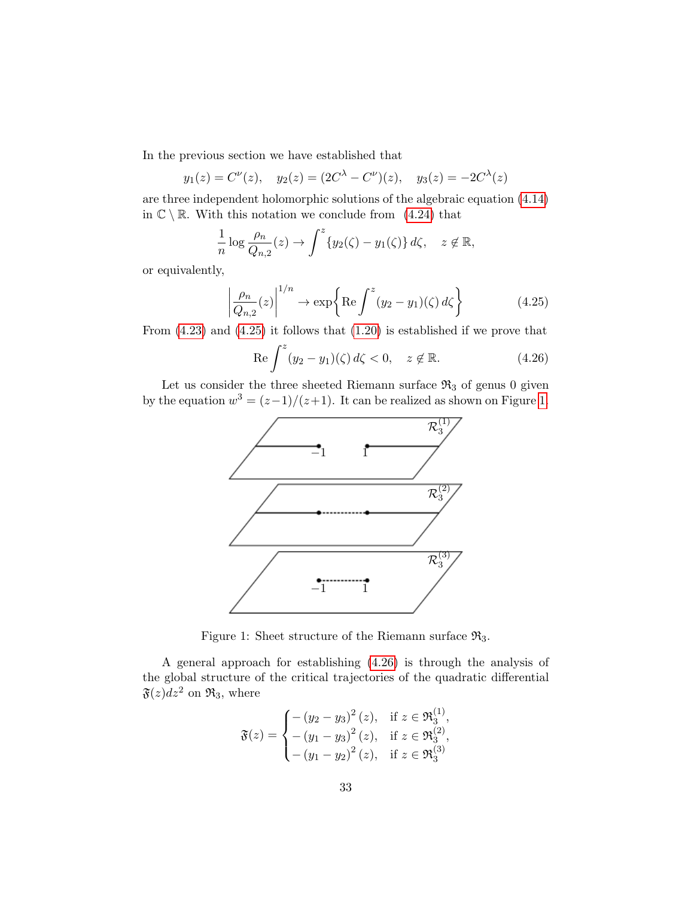In the previous section we have established that

$$y_1(z) = C^{\nu}(z), \quad y_2(z) = (2C^{\lambda} - C^{\nu})(z), \quad y_3(z) = -2C^{\lambda}(z)$$

are three independent holomorphic solutions of the algebraic equation (4.14) in $\mathbb{C} \setminus \mathbb{R}$. With this notation we conclude from (4.24) that

$$\frac{1}{n} \log \frac{\rho_n}{Q_{n,2}}(z) \to \int^z \{y_2(\zeta) - y_1(\zeta)\}\, d\zeta, \quad z \notin \mathbb{R},$$

or equivalently,

$$\left| \frac{\rho_n}{Q_{n,2}}(z) \right|^{1/n} \to \exp\left\{ \mathrm{Re} \int^z (y_2 - y_1)(\zeta)\, d\zeta \right\} \tag{4.25}$$

From (4.23) and (4.25) it follows that (1.20) is established if we prove that

$$\mathrm{Re} \int^z (y_2 - y_1)(\zeta)\, d\zeta < 0, \quad z \notin \mathbb{R}. \tag{4.26}$$

Let us consider the three sheeted Riemann surface $\mathfrak{R}_3$ of genus 0 given by the equation $w^3 = (z-1)/(z+1)$. It can be realized as shown on Figure 1.

Figure 1: Sheet structure of the Riemann surface $\mathfrak{R}_3$.

A general approach for establishing (4.26) is through the analysis of the global structure of the critical trajectories of the quadratic differential $\mathfrak{F}(z)dz^2$ on $\mathfrak{R}_3$, where

$$\mathfrak{F}(z) = \begin{cases} -\left(y_2 - y_3\right)^2(z), & \text{if } z \in \mathfrak{R}_3^{(1)}, \\ -\left(y_1 - y_3\right)^2(z), & \text{if } z \in \mathfrak{R}_3^{(2)}, \\ -\left(y_1 - y_2\right)^2(z), & \text{if } z \in \mathfrak{R}_3^{(3)} \end{cases}$$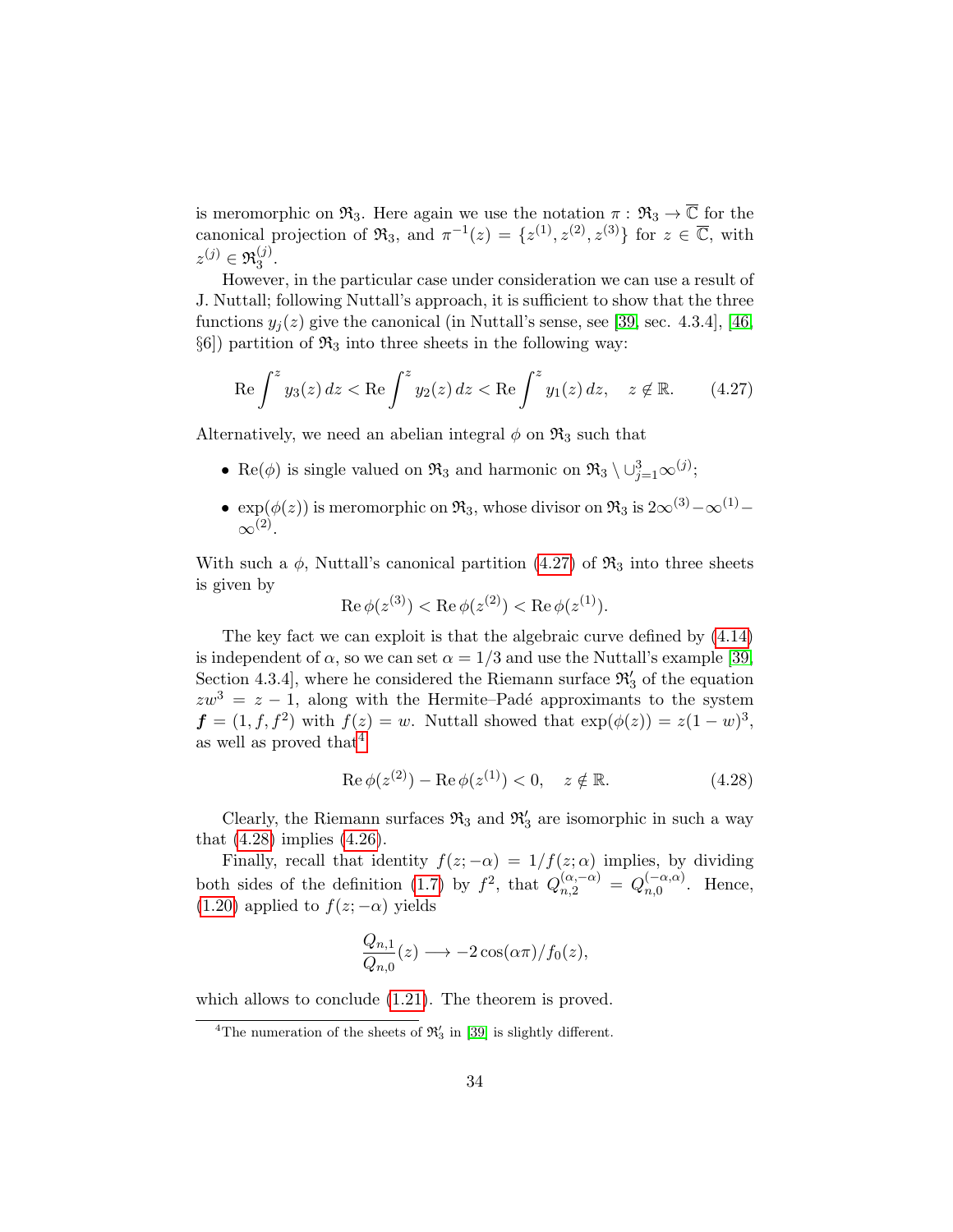is meromorphic on $\mathfrak{R}_3$. Here again we use the notation $\pi : \mathfrak{R}_3 \to \overline{\mathbb{C}}$ for the canonical projection of $\mathfrak{R}_3$, and $\pi^{-1}(z) = \{z^{(1)}, z^{(2)}, z^{(3)}\}$ for $z \in \overline{\mathbb{C}}$, with $z^{(j)} \in \mathfrak{R}_3^{(j)}$.

However, in the particular case under consideration we can use a result of J. Nuttall; following Nuttall's approach, it is sufficient to show that the three functions $y_j(z)$ give the canonical (in Nuttall's sense, see [39, sec. 4.3.4], [46, §6]) partition of $\mathfrak{R}_3$ into three sheets in the following way:

$$\operatorname{Re} \int^z y_3(z)\, dz < \operatorname{Re} \int^z y_2(z)\, dz < \operatorname{Re} \int^z y_1(z)\, dz, \quad z \notin \mathbb{R}. \tag{4.27}$$

Alternatively, we need an abelian integral $\phi$ on $\mathfrak{R}_3$ such that

- $\operatorname{Re}(\phi)$ is single valued on $\mathfrak{R}_3$ and harmonic on $\mathfrak{R}_3 \setminus \cup_{j=1}^3 \infty^{(j)}$;
- $\exp(\phi(z))$ is meromorphic on $\mathfrak{R}_3$, whose divisor on $\mathfrak{R}_3$ is $2\infty^{(3)} - \infty^{(1)} - \infty^{(2)}$.

With such a $\phi$, Nuttall's canonical partition (4.27) of $\mathfrak{R}_3$ into three sheets is given by

$$\operatorname{Re} \phi(z^{(3)}) < \operatorname{Re} \phi(z^{(2)}) < \operatorname{Re} \phi(z^{(1)}).$$

The key fact we can exploit is that the algebraic curve defined by (4.14) is independent of $\alpha$, so we can set $\alpha = 1/3$ and use the Nuttall's example [39, Section 4.3.4], where he considered the Riemann surface $\mathfrak{R}_3'$ of the equation $zw^3 = z - 1$, along with the Hermite–Padé approximants to the system $\boldsymbol{f} = (1, f, f^2)$ with $f(z) = w$. Nuttall showed that $\exp(\phi(z)) = z(1 - w)^3$, as well as proved that[4]

$$\operatorname{Re} \phi(z^{(2)}) - \operatorname{Re} \phi(z^{(1)}) < 0, \quad z \notin \mathbb{R}. \tag{4.28}$$

Clearly, the Riemann surfaces $\mathfrak{R}_3$ and $\mathfrak{R}_3'$ are isomorphic in such a way that (4.28) implies (4.26).

Finally, recall that identity $f(z; -\alpha) = 1/f(z; \alpha)$ implies, by dividing both sides of the definition (1.7) by $f^2$, that $Q_{n,2}^{(\alpha,-\alpha)} = Q_{n,0}^{(-\alpha,\alpha)}$. Hence, (1.20) applied to $f(z; -\alpha)$ yields

$$\frac{Q_{n,1}}{Q_{n,0}}(z) \longrightarrow -2\cos(\alpha\pi)/f_0(z),$$

which allows to conclude (1.21). The theorem is proved.

[4] The numeration of the sheets of $\mathfrak{R}_3'$ in [39] is slightly different.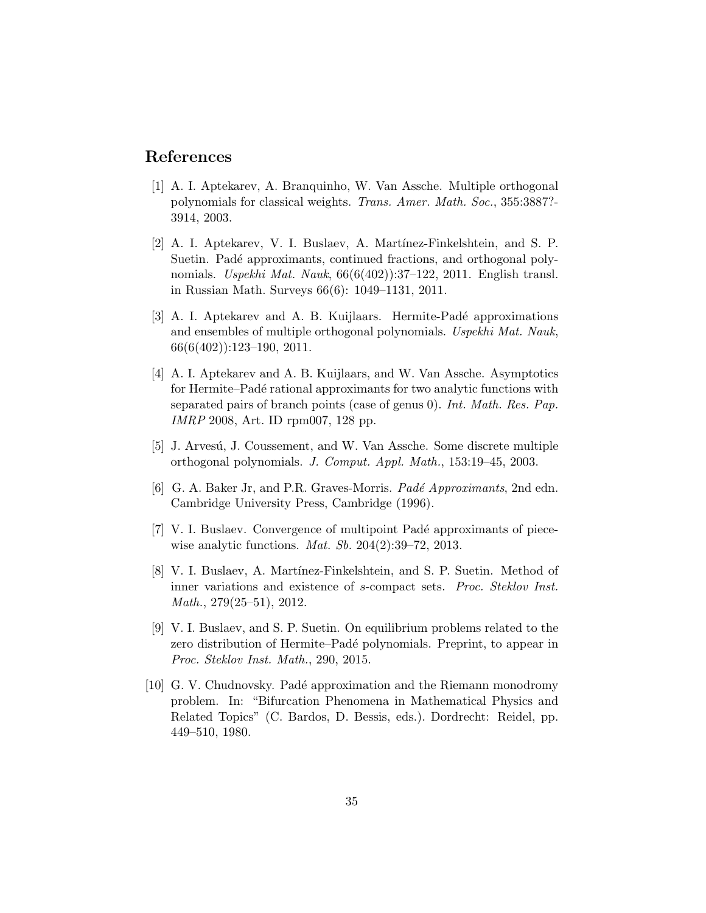## References

[1] A. I. Aptekarev, A. Branquinho, W. Van Assche. Multiple orthogonal polynomials for classical weights. *Trans. Amer. Math. Soc.*, 355:3887?-3914, 2003.

[2] A. I. Aptekarev, V. I. Buslaev, A. Martínez-Finkelshtein, and S. P. Suetin. Padé approximants, continued fractions, and orthogonal polynomials. *Uspekhi Mat. Nauk*, 66(6(402)):37–122, 2011. English transl. in Russian Math. Surveys 66(6): 1049–1131, 2011.

[3] A. I. Aptekarev and A. B. Kuijlaars. Hermite-Padé approximations and ensembles of multiple orthogonal polynomials. *Uspekhi Mat. Nauk*, 66(6(402)):123–190, 2011.

[4] A. I. Aptekarev and A. B. Kuijlaars, and W. Van Assche. Asymptotics for Hermite–Padé rational approximants for two analytic functions with separated pairs of branch points (case of genus 0). *Int. Math. Res. Pap. IMRP* 2008, Art. ID rpm007, 128 pp.

[5] J. Arvesú, J. Coussement, and W. Van Assche. Some discrete multiple orthogonal polynomials. *J. Comput. Appl. Math.*, 153:19–45, 2003.

[6] G. A. Baker Jr, and P.R. Graves-Morris. *Padé Approximants*, 2nd edn. Cambridge University Press, Cambridge (1996).

[7] V. I. Buslaev. Convergence of multipoint Padé approximants of piecewise analytic functions. *Mat. Sb.* 204(2):39–72, 2013.

[8] V. I. Buslaev, A. Martínez-Finkelshtein, and S. P. Suetin. Method of inner variations and existence of $s$-compact sets. *Proc. Steklov Inst. Math.*, 279(25–51), 2012.

[9] V. I. Buslaev, and S. P. Suetin. On equilibrium problems related to the zero distribution of Hermite–Padé polynomials. Preprint, to appear in *Proc. Steklov Inst. Math.*, 290, 2015.

[10] G. V. Chudnovsky. Padé approximation and the Riemann monodromy problem. In: "Bifurcation Phenomena in Mathematical Physics and Related Topics" (C. Bardos, D. Bessis, eds.). Dordrecht: Reidel, pp. 449–510, 1980.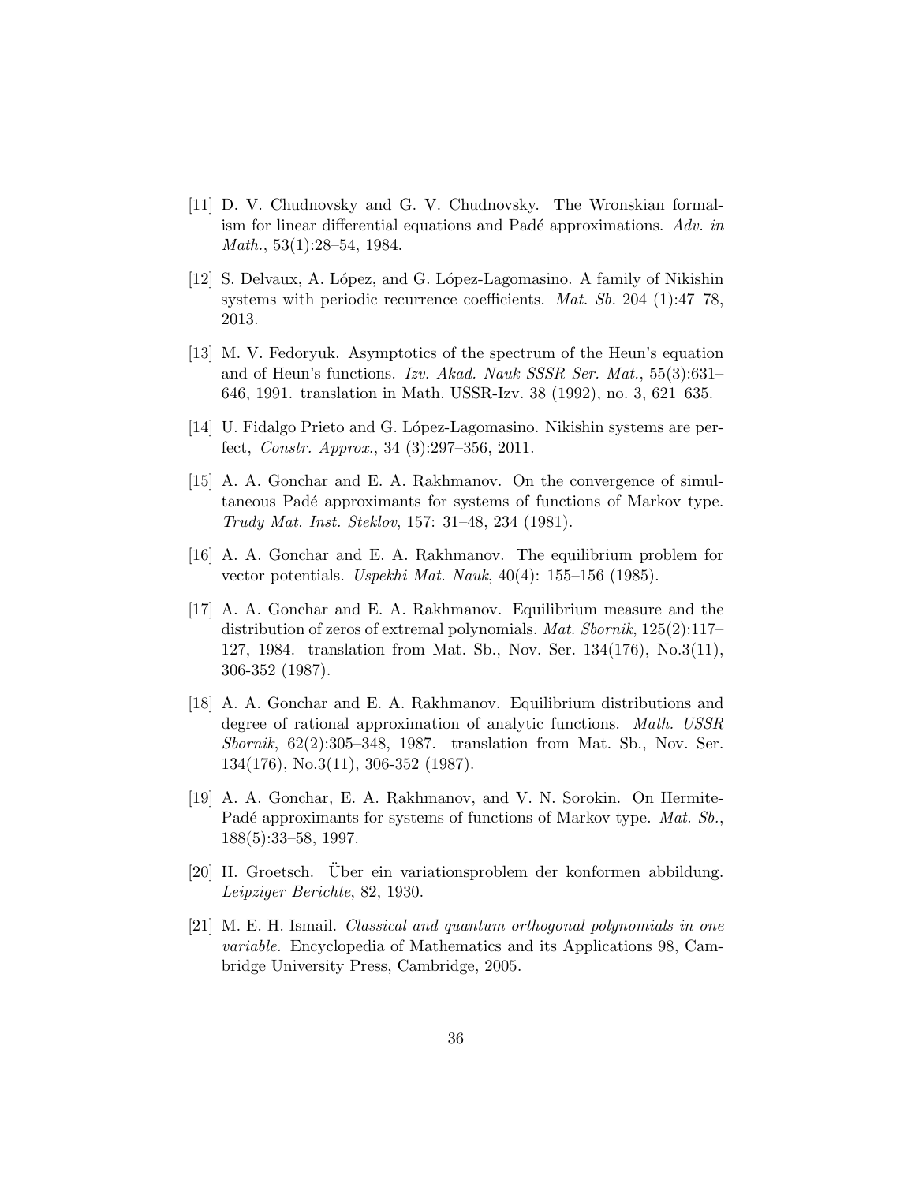[11] D. V. Chudnovsky and G. V. Chudnovsky. The Wronskian formalism for linear differential equations and Padé approximations. *Adv. in Math.*, 53(1):28–54, 1984.

[12] S. Delvaux, A. López, and G. López-Lagomasino. A family of Nikishin systems with periodic recurrence coefficients. *Mat. Sb.* 204 (1):47–78, 2013.

[13] M. V. Fedoryuk. Asymptotics of the spectrum of the Heun's equation and of Heun's functions. *Izv. Akad. Nauk SSSR Ser. Mat.*, 55(3):631–646, 1991. translation in Math. USSR-Izv. 38 (1992), no. 3, 621–635.

[14] U. Fidalgo Prieto and G. López-Lagomasino. Nikishin systems are perfect, *Constr. Approx.*, 34 (3):297–356, 2011.

[15] A. A. Gonchar and E. A. Rakhmanov. On the convergence of simultaneous Padé approximants for systems of functions of Markov type. *Trudy Mat. Inst. Steklov*, 157: 31–48, 234 (1981).

[16] A. A. Gonchar and E. A. Rakhmanov. The equilibrium problem for vector potentials. *Uspekhi Mat. Nauk*, 40(4): 155–156 (1985).

[17] A. A. Gonchar and E. A. Rakhmanov. Equilibrium measure and the distribution of zeros of extremal polynomials. *Mat. Sbornik*, 125(2):117–127, 1984. translation from Mat. Sb., Nov. Ser. 134(176), No.3(11), 306-352 (1987).

[18] A. A. Gonchar and E. A. Rakhmanov. Equilibrium distributions and degree of rational approximation of analytic functions. *Math. USSR Sbornik*, 62(2):305–348, 1987. translation from Mat. Sb., Nov. Ser. 134(176), No.3(11), 306-352 (1987).

[19] A. A. Gonchar, E. A. Rakhmanov, and V. N. Sorokin. On Hermite-Padé approximants for systems of functions of Markov type. *Mat. Sb.*, 188(5):33–58, 1997.

[20] H. Groetsch. Über ein variationsproblem der konformen abbildung. *Leipziger Berichte*, 82, 1930.

[21] M. E. H. Ismail. *Classical and quantum orthogonal polynomials in one variable.* Encyclopedia of Mathematics and its Applications 98, Cambridge University Press, Cambridge, 2005.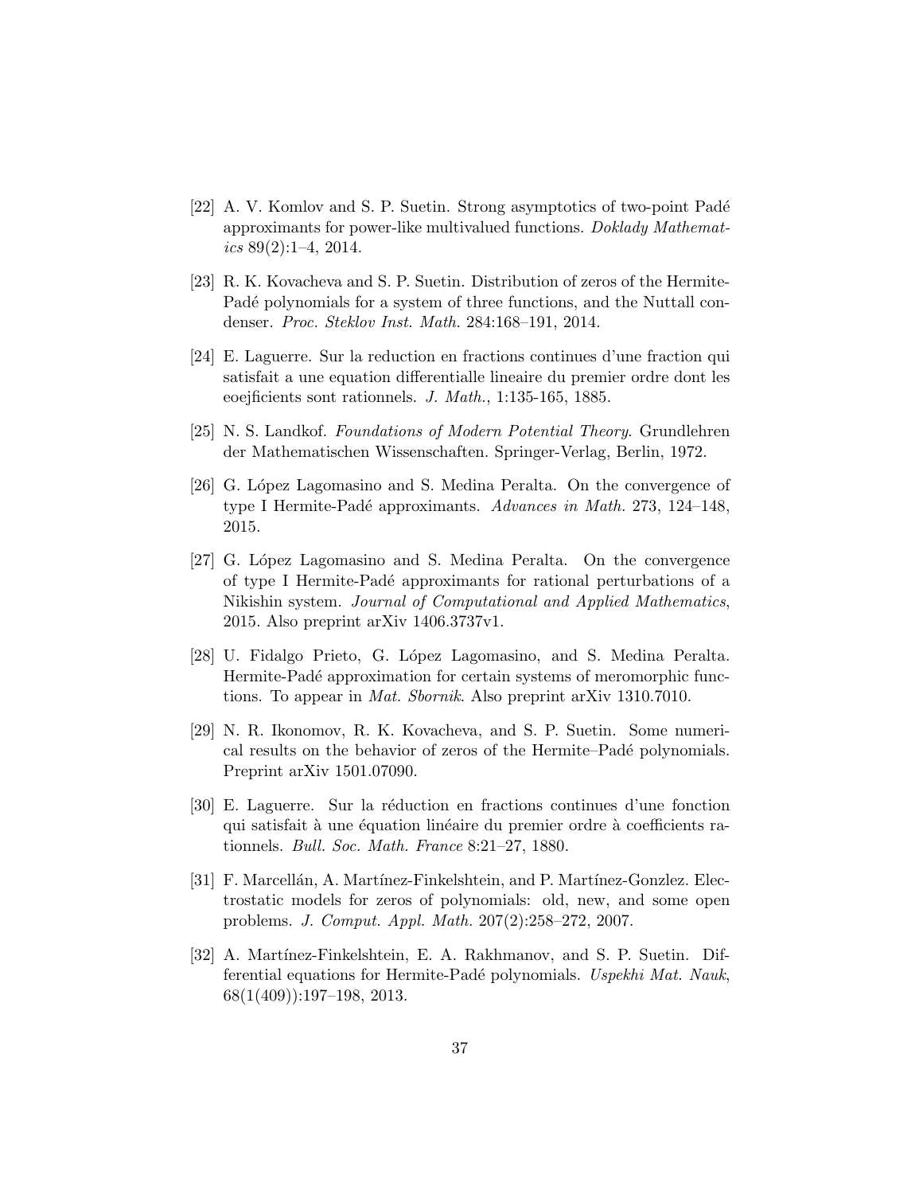[22] A. V. Komlov and S. P. Suetin. Strong asymptotics of two-point Padé approximants for power-like multivalued functions. *Doklady Mathematics* 89(2):1–4, 2014.

[23] R. K. Kovacheva and S. P. Suetin. Distribution of zeros of the Hermite-Padé polynomials for a system of three functions, and the Nuttall condenser. *Proc. Steklov Inst. Math.* 284:168–191, 2014.

[24] E. Laguerre. Sur la reduction en fractions continues d'une fraction qui satisfait a une equation differentialle lineaire du premier ordre dont les eoejficients sont rationnels. *J. Math.*, 1:135-165, 1885.

[25] N. S. Landkof. *Foundations of Modern Potential Theory*. Grundlehren der Mathematischen Wissenschaften. Springer-Verlag, Berlin, 1972.

[26] G. López Lagomasino and S. Medina Peralta. On the convergence of type I Hermite-Padé approximants. *Advances in Math.* 273, 124–148, 2015.

[27] G. López Lagomasino and S. Medina Peralta. On the convergence of type I Hermite-Padé approximants for rational perturbations of a Nikishin system. *Journal of Computational and Applied Mathematics*, 2015. Also preprint arXiv 1406.3737v1.

[28] U. Fidalgo Prieto, G. López Lagomasino, and S. Medina Peralta. Hermite-Padé approximation for certain systems of meromorphic functions. To appear in *Mat. Sbornik*. Also preprint arXiv 1310.7010.

[29] N. R. Ikonomov, R. K. Kovacheva, and S. P. Suetin. Some numerical results on the behavior of zeros of the Hermite–Padé polynomials. Preprint arXiv 1501.07090.

[30] E. Laguerre. Sur la réduction en fractions continues d'une fonction qui satisfait à une équation linéaire du premier ordre à coefficients rationnels. *Bull. Soc. Math. France* 8:21–27, 1880.

[31] F. Marcellán, A. Martínez-Finkelshtein, and P. Martínez-Gonzlez. Electrostatic models for zeros of polynomials: old, new, and some open problems. *J. Comput. Appl. Math.* 207(2):258–272, 2007.

[32] A. Martínez-Finkelshtein, E. A. Rakhmanov, and S. P. Suetin. Differential equations for Hermite-Padé polynomials. *Uspekhi Mat. Nauk*, 68(1(409)):197–198, 2013.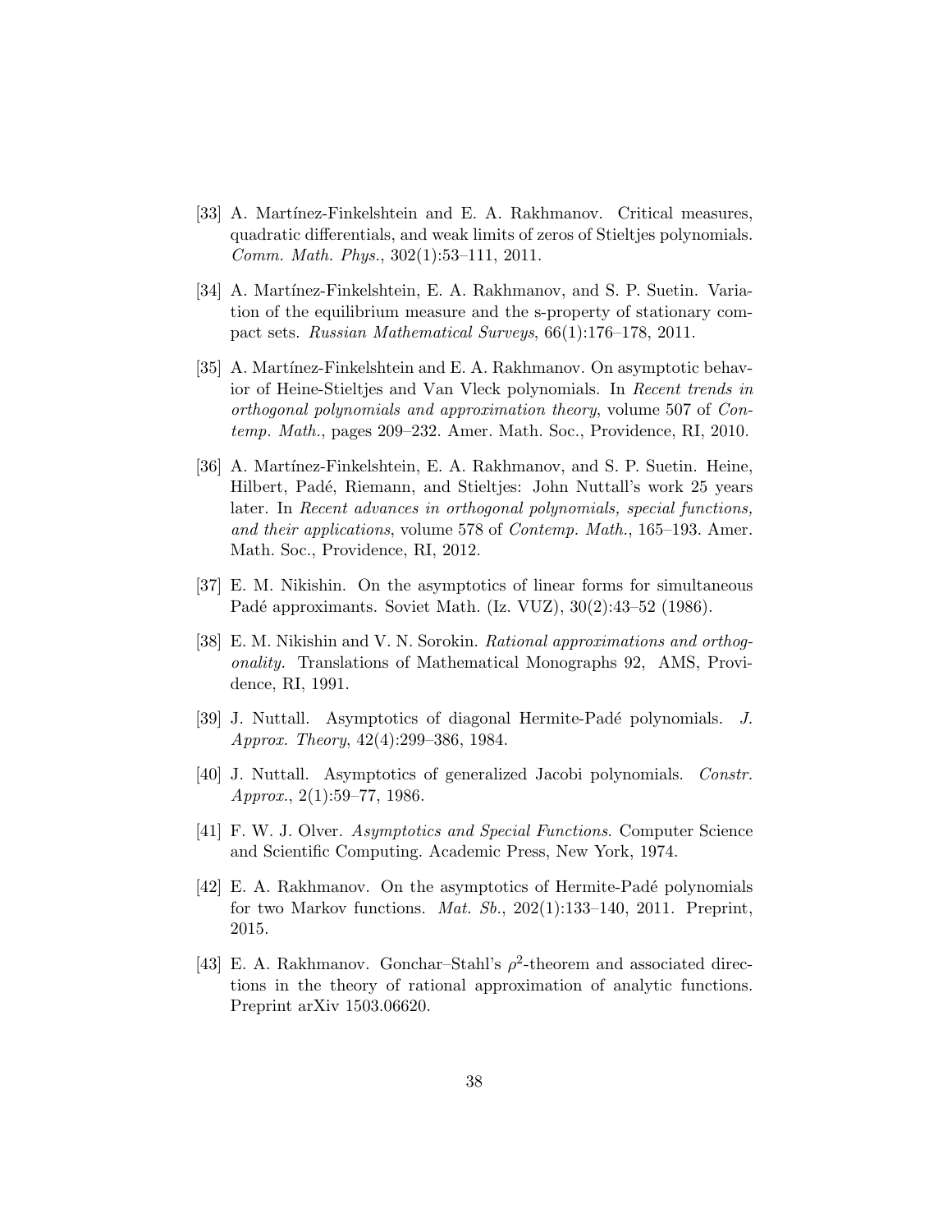[33] A. Martínez-Finkelshtein and E. A. Rakhmanov. Critical measures, quadratic differentials, and weak limits of zeros of Stieltjes polynomials. *Comm. Math. Phys.*, 302(1):53–111, 2011.

[34] A. Martínez-Finkelshtein, E. A. Rakhmanov, and S. P. Suetin. Variation of the equilibrium measure and the s-property of stationary compact sets. *Russian Mathematical Surveys*, 66(1):176–178, 2011.

[35] A. Martínez-Finkelshtein and E. A. Rakhmanov. On asymptotic behavior of Heine-Stieltjes and Van Vleck polynomials. In *Recent trends in orthogonal polynomials and approximation theory*, volume 507 of *Contemp. Math.*, pages 209–232. Amer. Math. Soc., Providence, RI, 2010.

[36] A. Martínez-Finkelshtein, E. A. Rakhmanov, and S. P. Suetin. Heine, Hilbert, Padé, Riemann, and Stieltjes: John Nuttall's work 25 years later. In *Recent advances in orthogonal polynomials, special functions, and their applications*, volume 578 of *Contemp. Math.*, 165–193. Amer. Math. Soc., Providence, RI, 2012.

[37] E. M. Nikishin. On the asymptotics of linear forms for simultaneous Padé approximants. Soviet Math. (Iz. VUZ), 30(2):43–52 (1986).

[38] E. M. Nikishin and V. N. Sorokin. *Rational approximations and orthogonality.* Translations of Mathematical Monographs 92, AMS, Providence, RI, 1991.

[39] J. Nuttall. Asymptotics of diagonal Hermite-Padé polynomials. *J. Approx. Theory*, 42(4):299–386, 1984.

[40] J. Nuttall. Asymptotics of generalized Jacobi polynomials. *Constr. Approx.*, 2(1):59–77, 1986.

[41] F. W. J. Olver. *Asymptotics and Special Functions*. Computer Science and Scientific Computing. Academic Press, New York, 1974.

[42] E. A. Rakhmanov. On the asymptotics of Hermite-Padé polynomials for two Markov functions. *Mat. Sb.*, 202(1):133–140, 2011. Preprint, 2015.

[43] E. A. Rakhmanov. Gonchar–Stahl's $\rho^2$-theorem and associated directions in the theory of rational approximation of analytic functions. Preprint arXiv 1503.06620.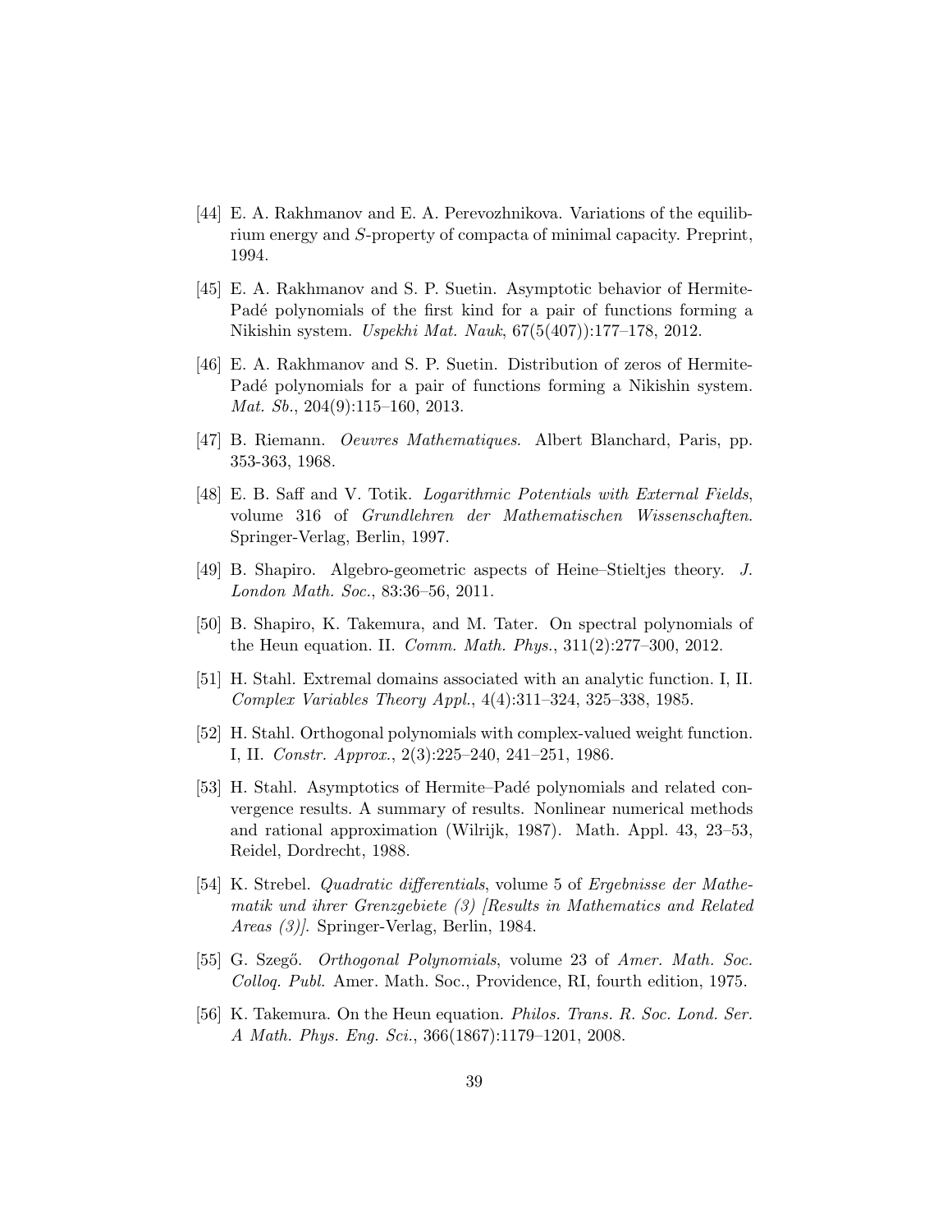[44] E. A. Rakhmanov and E. A. Perevozhnikova. Variations of the equilibrium energy and $S$-property of compacta of minimal capacity. Preprint, 1994.

[45] E. A. Rakhmanov and S. P. Suetin. Asymptotic behavior of Hermite-Padé polynomials of the first kind for a pair of functions forming a Nikishin system. *Uspekhi Mat. Nauk*, 67(5(407)):177–178, 2012.

[46] E. A. Rakhmanov and S. P. Suetin. Distribution of zeros of Hermite-Padé polynomials for a pair of functions forming a Nikishin system. *Mat. Sb.*, 204(9):115–160, 2013.

[47] B. Riemann. *Oeuvres Mathematiques*. Albert Blanchard, Paris, pp. 353-363, 1968.

[48] E. B. Saff and V. Totik. *Logarithmic Potentials with External Fields*, volume 316 of *Grundlehren der Mathematischen Wissenschaften*. Springer-Verlag, Berlin, 1997.

[49] B. Shapiro. Algebro-geometric aspects of Heine–Stieltjes theory. *J. London Math. Soc.*, 83:36–56, 2011.

[50] B. Shapiro, K. Takemura, and M. Tater. On spectral polynomials of the Heun equation. II. *Comm. Math. Phys.*, 311(2):277–300, 2012.

[51] H. Stahl. Extremal domains associated with an analytic function. I, II. *Complex Variables Theory Appl.*, 4(4):311–324, 325–338, 1985.

[52] H. Stahl. Orthogonal polynomials with complex-valued weight function. I, II. *Constr. Approx.*, 2(3):225–240, 241–251, 1986.

[53] H. Stahl. Asymptotics of Hermite–Padé polynomials and related convergence results. A summary of results. Nonlinear numerical methods and rational approximation (Wilrijk, 1987). Math. Appl. 43, 23–53, Reidel, Dordrecht, 1988.

[54] K. Strebel. *Quadratic differentials*, volume 5 of *Ergebnisse der Mathematik und ihrer Grenzgebiete (3) [Results in Mathematics and Related Areas (3)]*. Springer-Verlag, Berlin, 1984.

[55] G. Szegő. *Orthogonal Polynomials*, volume 23 of *Amer. Math. Soc. Colloq. Publ.* Amer. Math. Soc., Providence, RI, fourth edition, 1975.

[56] K. Takemura. On the Heun equation. *Philos. Trans. R. Soc. Lond. Ser. A Math. Phys. Eng. Sci.*, 366(1867):1179–1201, 2008.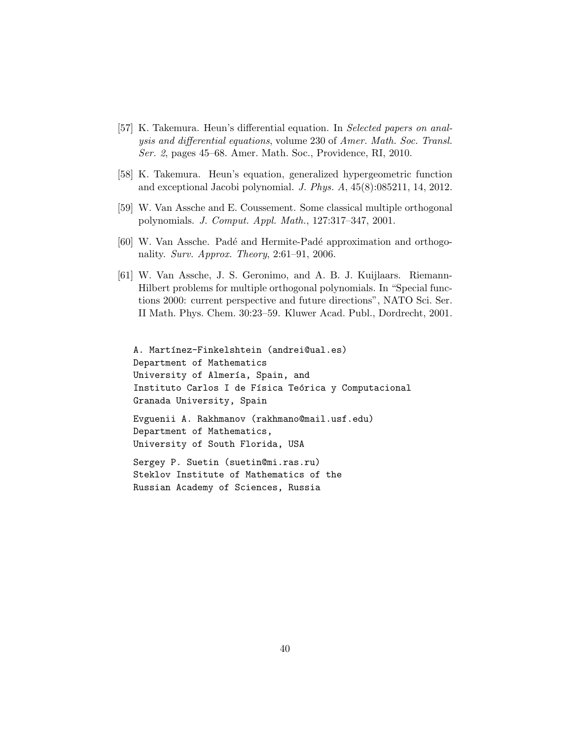[57] K. Takemura. Heun's differential equation. In *Selected papers on analysis and differential equations*, volume 230 of *Amer. Math. Soc. Transl. Ser. 2*, pages 45–68. Amer. Math. Soc., Providence, RI, 2010.

[58] K. Takemura. Heun's equation, generalized hypergeometric function and exceptional Jacobi polynomial. *J. Phys. A*, 45(8):085211, 14, 2012.

[59] W. Van Assche and E. Coussement. Some classical multiple orthogonal polynomials. *J. Comput. Appl. Math.*, 127:317–347, 2001.

[60] W. Van Assche. Padé and Hermite-Padé approximation and orthogonality. *Surv. Approx. Theory*, 2:61–91, 2006.

[61] W. Van Assche, J. S. Geronimo, and A. B. J. Kuijlaars. Riemann-Hilbert problems for multiple orthogonal polynomials. In "Special functions 2000: current perspective and future directions", NATO Sci. Ser. II Math. Phys. Chem. 30:23–59. Kluwer Acad. Publ., Dordrecht, 2001.

A. Martínez-Finkelshtein (andrei@ual.es)
Department of Mathematics
University of Almería, Spain, and
Instituto Carlos I de Física Teórica y Computacional
Granada University, Spain

Evguenii A. Rakhmanov (rakhmano@mail.usf.edu)
Department of Mathematics,
University of South Florida, USA

Sergey P. Suetin (suetin@mi.ras.ru)
Steklov Institute of Mathematics of the
Russian Academy of Sciences, Russia